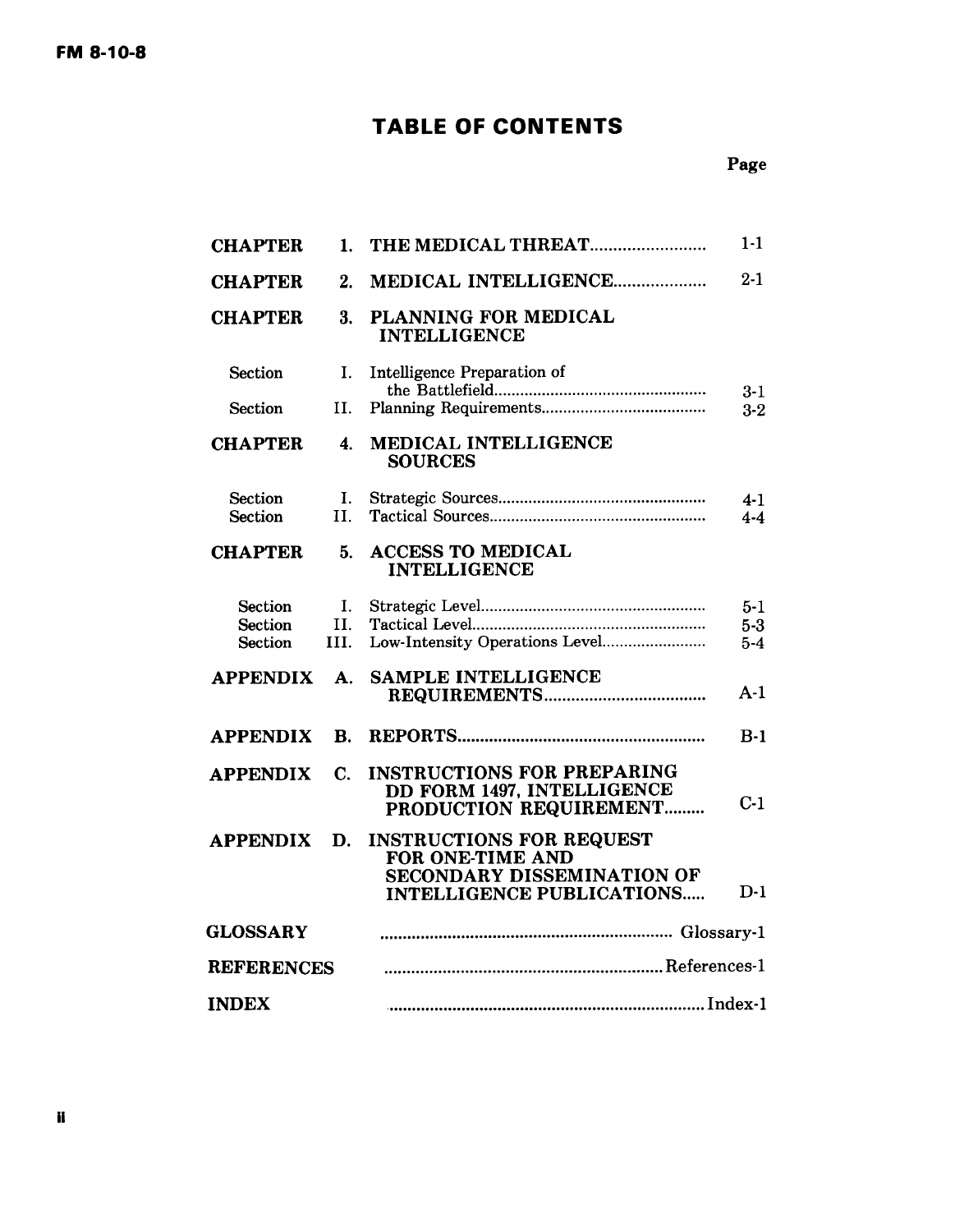# TABLE OF CONTENTS

| | | | Page |
|---|---|---|---|
| CHAPTER | 1. | THE MEDICAL THREAT | 1-1 |
| CHAPTER | 2. | MEDICAL INTELLIGENCE | 2-1 |
| CHAPTER | 3. | PLANNING FOR MEDICAL INTELLIGENCE | |
| Section | I. | Intelligence Preparation of the Battlefield | 3-1 |
| Section | II. | Planning Requirements | 3-2 |
| CHAPTER | 4. | MEDICAL INTELLIGENCE SOURCES | |
| Section | I. | Strategic Sources | 4-1 |
| Section | II. | Tactical Sources | 4-4 |
| CHAPTER | 5. | ACCESS TO MEDICAL INTELLIGENCE | |
| Section | I. | Strategic Level | 5-1 |
| Section | II. | Tactical Level | 5-3 |
| Section | III. | Low-Intensity Operations Level | 5-4 |
| APPENDIX | A. | SAMPLE INTELLIGENCE REQUIREMENTS | A-1 |
| APPENDIX | B. | REPORTS | B-1 |
| APPENDIX | C. | INSTRUCTIONS FOR PREPARING DD FORM 1497, INTELLIGENCE PRODUCTION REQUIREMENT | C-1 |
| APPENDIX | D. | INSTRUCTIONS FOR REQUEST FOR ONE-TIME AND SECONDARY DISSEMINATION OF INTELLIGENCE PUBLICATIONS | D-1 |
| GLOSSARY | | | Glossary-1 |
| REFERENCES | | | References-1 |
| INDEX | | | Index-1 |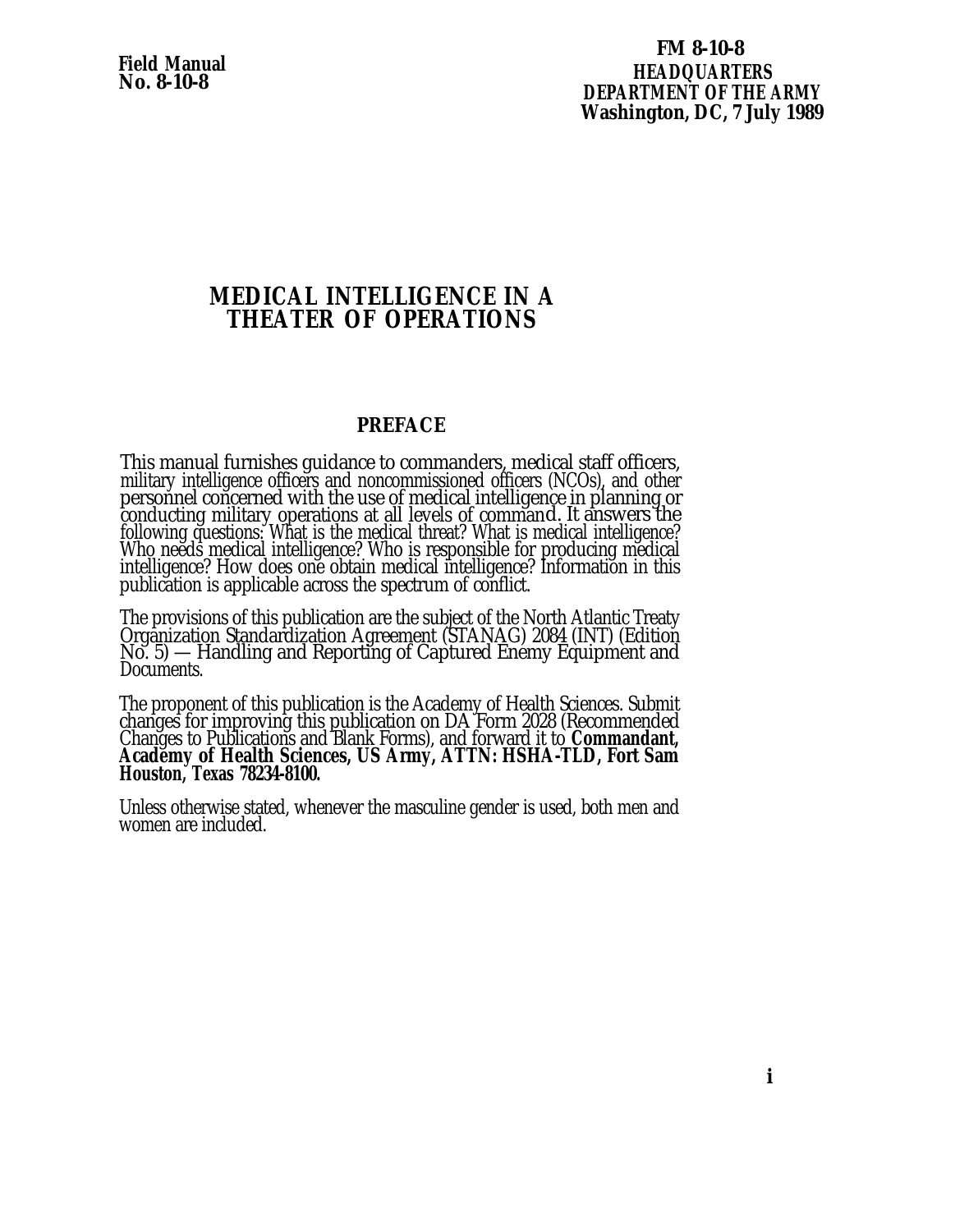**Field Manual**
**No. 8-10-8**

**FM 8-10-8**
**HEADQUARTERS**
**DEPARTMENT OF THE ARMY**
**Washington, DC, 7 July 1989**

# MEDICAL INTELLIGENCE IN A THEATER OF OPERATIONS

## PREFACE

This manual furnishes guidance to commanders, medical staff officers, military intelligence officers and noncommissioned officers (NCOs), and other personnel concerned with the use of medical intelligence in planning or conducting military operations at all levels of command. It answers the following questions: What is the medical threat? What is medical intelligence? Who needs medical intelligence? Who is responsible for producing medical intelligence? How does one obtain medical intelligence? Information in this publication is applicable across the spectrum of conflict.

The provisions of this publication are the subject of the North Atlantic Treaty Organization Standardization Agreement (STANAG) 2084 (INT) (Edition No. 5) — Handling and Reporting of Captured Enemy Equipment and Documents.

The proponent of this publication is the Academy of Health Sciences. Submit changes for improving this publication on DA Form 2028 (Recommended Changes to Publications and Blank Forms), and forward it to **Commandant, Academy of Health Sciences, US Army, ATTN: HSHA-TLD, Fort Sam Houston, Texas 78234-8100.**

Unless otherwise stated, whenever the masculine gender is used, both men and women are included.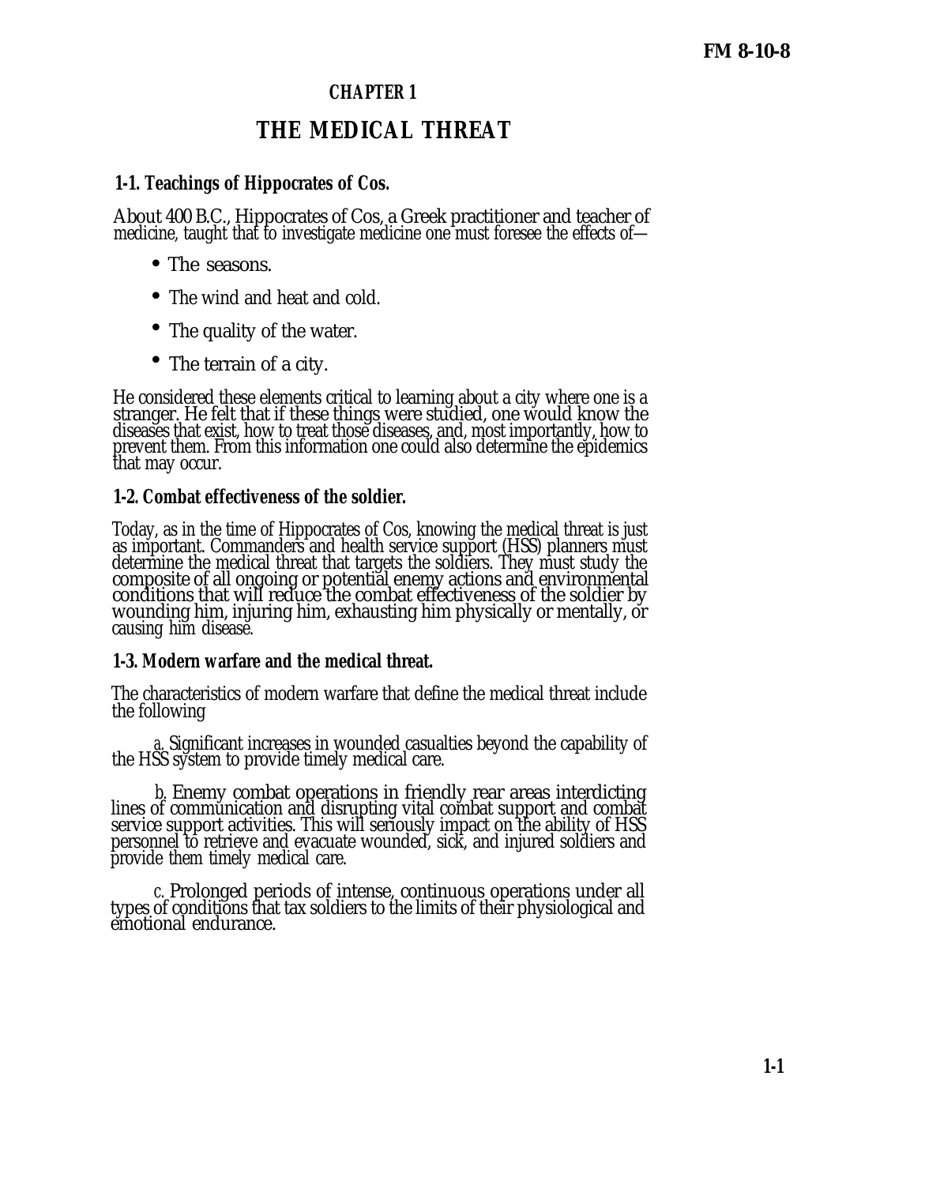# CHAPTER 1

# THE MEDICAL THREAT

### 1-1. Teachings of Hippocrates of Cos.

About 400 B.C., Hippocrates of Cos, a Greek practitioner and teacher of medicine, taught that to investigate medicine one must foresee the effects of—

- The seasons.
- The wind and heat and cold.
- The quality of the water.
- The terrain of a city.

He considered these elements critical to learning about a city where one is a stranger. He felt that if these things were studied, one would know the diseases that exist, how to treat those diseases, and, most importantly, how to prevent them. From this information one could also determine the epidemics that may occur.

### 1-2. Combat effectiveness of the soldier.

Today, as in the time of Hippocrates of Cos, knowing the medical threat is just as important. Commanders and health service support (HSS) planners must determine the medical threat that targets the soldiers. They must study the composite of all ongoing or potential enemy actions and environmental conditions that will reduce the combat effectiveness of the soldier by wounding him, injuring him, exhausting him physically or mentally, or causing him disease.

### 1-3. Modern warfare and the medical threat.

The characteristics of modern warfare that define the medical threat include the following

a. Significant increases in wounded casualties beyond the capability of the HSS system to provide timely medical care.

b. Enemy combat operations in friendly rear areas interdicting lines of communication and disrupting vital combat support and combat service support activities. This will seriously impact on the ability of HSS personnel to retrieve and evacuate wounded, sick, and injured soldiers and provide them timely medical care.

c. Prolonged periods of intense, continuous operations under all types of conditions that tax soldiers to the limits of their physiological and emotional endurance.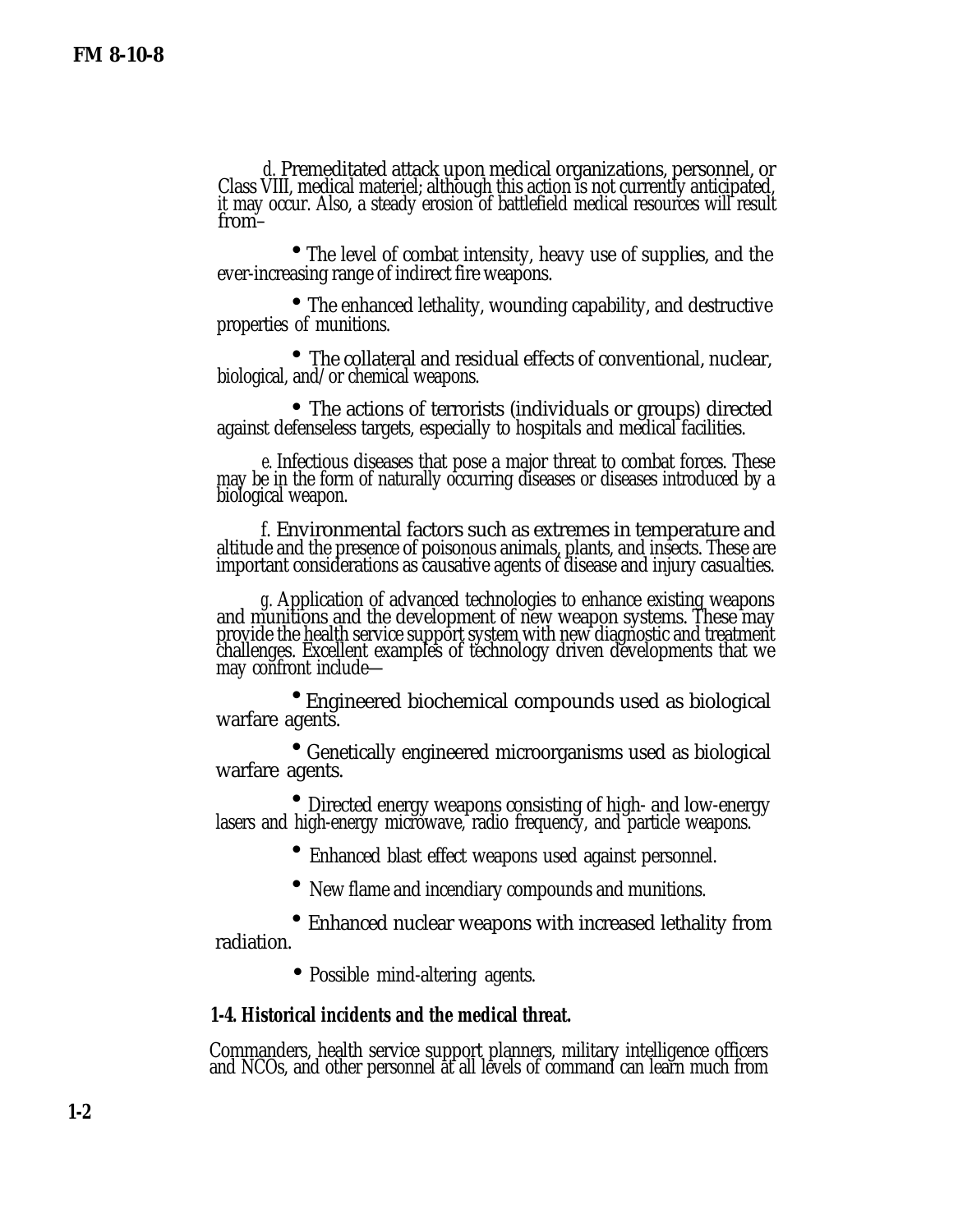d. Premeditated attack upon medical organizations, personnel, or Class VIII, medical materiel; although this action is not currently anticipated, it may occur. Also, a steady erosion of battlefield medical resources will result from–

- The level of combat intensity, heavy use of supplies, and the ever-increasing range of indirect fire weapons.
- The enhanced lethality, wounding capability, and destructive properties of munitions.
- The collateral and residual effects of conventional, nuclear, biological, and/or chemical weapons.
- The actions of terrorists (individuals or groups) directed against defenseless targets, especially to hospitals and medical facilities.

e. Infectious diseases that pose a major threat to combat forces. These may be in the form of naturally occurring diseases or diseases introduced by a biological weapon.

f. Environmental factors such as extremes in temperature and altitude and the presence of poisonous animals, plants, and insects. These are important considerations as causative agents of disease and injury casualties.

g. Application of advanced technologies to enhance existing weapons and munitions and the development of new weapon systems. These may provide the health service support system with new diagnostic and treatment challenges. Excellent examples of technology driven developments that we may confront include—

- Engineered biochemical compounds used as biological warfare agents.
- Genetically engineered microorganisms used as biological warfare agents.
- Directed energy weapons consisting of high- and low-energy lasers and high-energy microwave, radio frequency, and particle weapons.
- Enhanced blast effect weapons used against personnel.
- New flame and incendiary compounds and munitions.
- Enhanced nuclear weapons with increased lethality from radiation.
- Possible mind-altering agents.

**1-4. Historical incidents and the medical threat.**

Commanders, health service support planners, military intelligence officers and NCOs, and other personnel at all levels of command can learn much from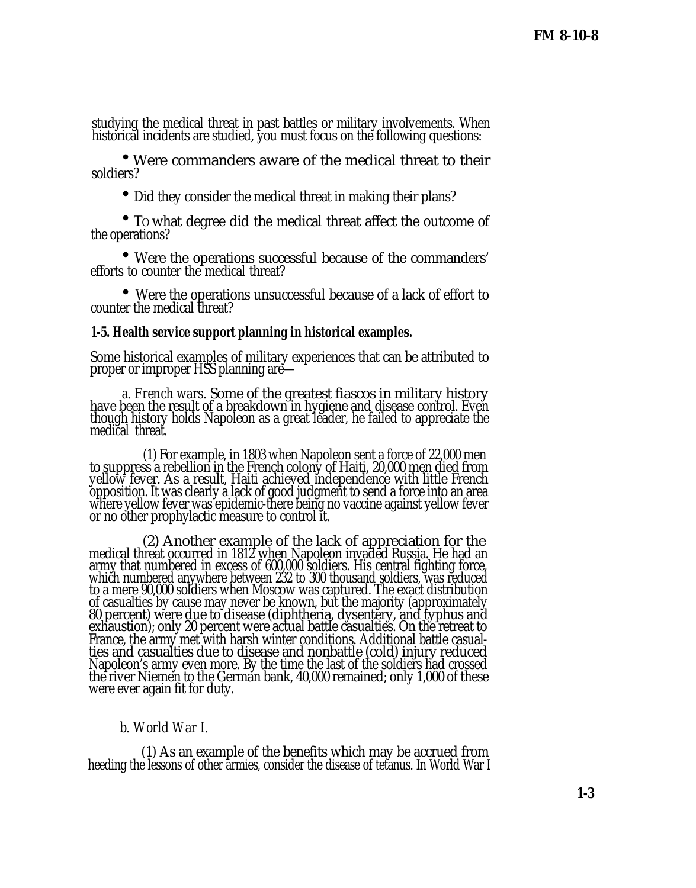studying the medical threat in past battles or military involvements. When historical incidents are studied, you must focus on the following questions:

- Were commanders aware of the medical threat to their soldiers?
- Did they consider the medical threat in making their plans?
- To what degree did the medical threat affect the outcome of the operations?
- Were the operations successful because of the commanders' efforts to counter the medical threat?
- Were the operations unsuccessful because of a lack of effort to counter the medical threat?

**1-5. Health service support planning in historical examples.**

Some historical examples of military experiences that can be attributed to proper or improper HSS planning are—

*a. French wars.* Some of the greatest fiascos in military history have been the result of a breakdown in hygiene and disease control. Even though history holds Napoleon as a great leader, he failed to appreciate the medical threat.

(1) For example, in 1803 when Napoleon sent a force of 22,000 men to suppress a rebellion in the French colony of Haiti, 20,000 men died from yellow fever. As a result, Haiti achieved independence with little French opposition. It was clearly a lack of good judgment to send a force into an area where yellow fever was epidemic-there being no vaccine against yellow fever or no other prophylactic measure to control it.

(2) Another example of the lack of appreciation for the medical threat occurred in 1812 when Napoleon invaded Russia. He had an army that numbered in excess of 600,000 soldiers. His central fighting force, which numbered anywhere between 232 to 300 thousand soldiers, was reduced to a mere 90,000 soldiers when Moscow was captured. The exact distribution of casualties by cause may never be known, but the majority (approximately 80 percent) were due to disease (diphtheria, dysentery, and typhus and exhaustion); only 20 percent were actual battle casualties. On the retreat to France, the army met with harsh winter conditions. Additional battle casualties and casualties due to disease and nonbattle (cold) injury reduced Napoleon's army even more. By the time the last of the soldiers had crossed the river Niemen to the German bank, 40,000 remained; only 1,000 of these were ever again fit for duty.

*b. World War I.*

(1) As an example of the benefits which may be accrued from heeding the lessons of other armies, consider the disease of tetanus. In World War I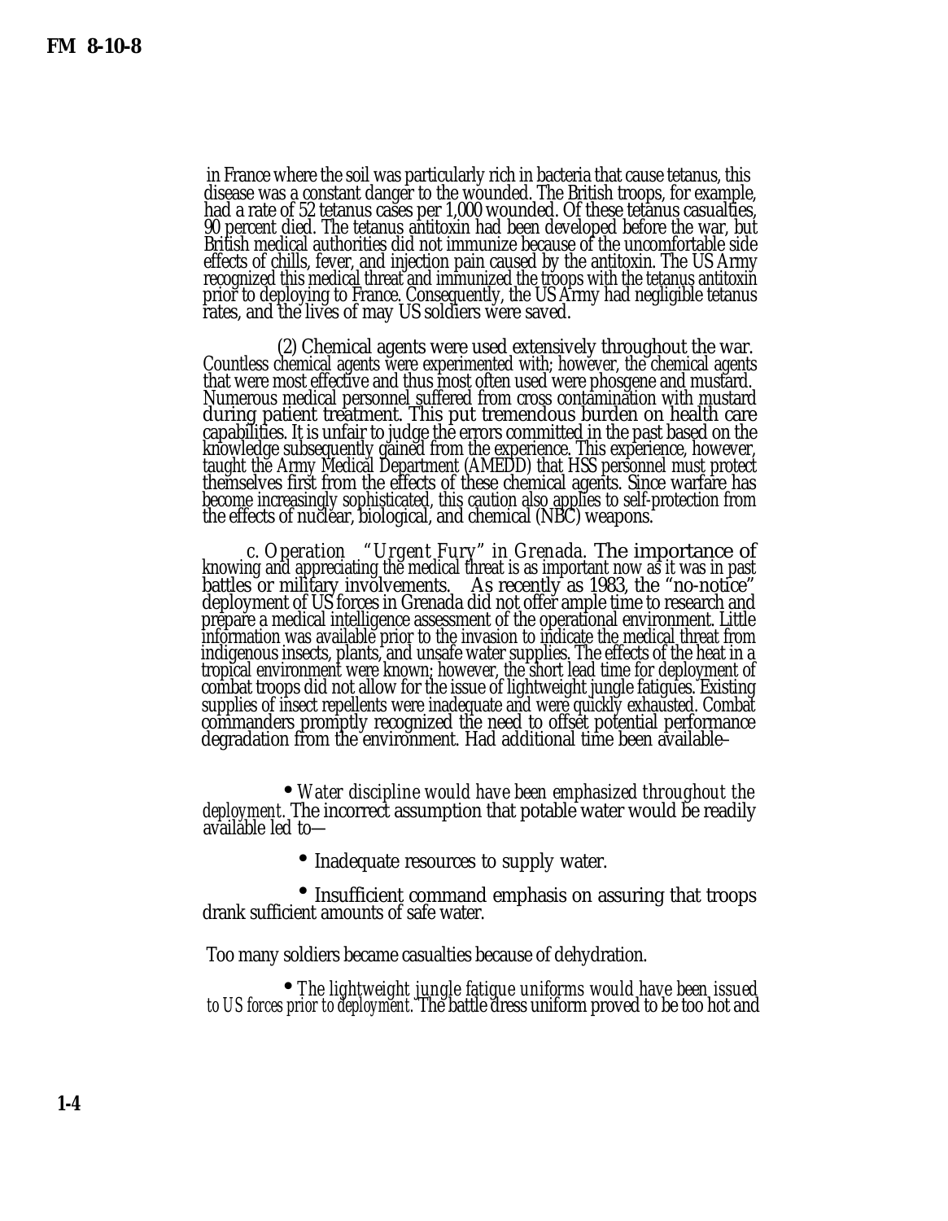in France where the soil was particularly rich in bacteria that cause tetanus, this disease was a constant danger to the wounded. The British troops, for example, had a rate of 52 tetanus cases per 1,000 wounded. Of these tetanus casualties, 90 percent died. The tetanus antitoxin had been developed before the war, but British medical authorities did not immunize because of the uncomfortable side effects of chills, fever, and injection pain caused by the antitoxin. The US Army recognized this medical threat and immunized the troops with the tetanus antitoxin prior to deploying to France. Consequently, the US Army had negligible tetanus rates, and the lives of may US soldiers were saved.

(2) Chemical agents were used extensively throughout the war. Countless chemical agents were experimented with; however, the chemical agents that were most effective and thus most often used were phosgene and mustard. Numerous medical personnel suffered from cross contamination with mustard during patient treatment. This put tremendous burden on health care capabilities. It is unfair to judge the errors committed in the past based on the knowledge subsequently gained from the experience. This experience, however, taught the Army Medical Department (AMEDD) that HSS personnel must protect themselves first from the effects of these chemical agents. Since warfare has become increasingly sophisticated, this caution also applies to self-protection from the effects of nuclear, biological, and chemical (NBC) weapons.

*c. Operation "Urgent Fury" in Grenada.* The importance of knowing and appreciating the medical threat is as important now as it was in past battles or military involvements. As recently as 1983, the "no-notice" deployment of US forces in Grenada did not offer ample time to research and prepare a medical intelligence assessment of the operational environment. Little information was available prior to the invasion to indicate the medical threat from indigenous insects, plants, and unsafe water supplies. The effects of the heat in a tropical environment were known; however, the short lead time for deployment of combat troops did not allow for the issue of lightweight jungle fatigues. Existing supplies of insect repellents were inadequate and were quickly exhausted. Combat commanders promptly recognized the need to offset potential performance degradation from the environment. Had additional time been available–

- *Water discipline would have been emphasized throughout the deployment.* The incorrect assumption that potable water would be readily available led to—
  - Inadequate resources to supply water.
  - Insufficient command emphasis on assuring that troops drank sufficient amounts of safe water.

Too many soldiers became casualties because of dehydration.

- *The lightweight jungle fatigue uniforms would have been issued to US forces prior to deployment.* The battle dress uniform proved to be too hot and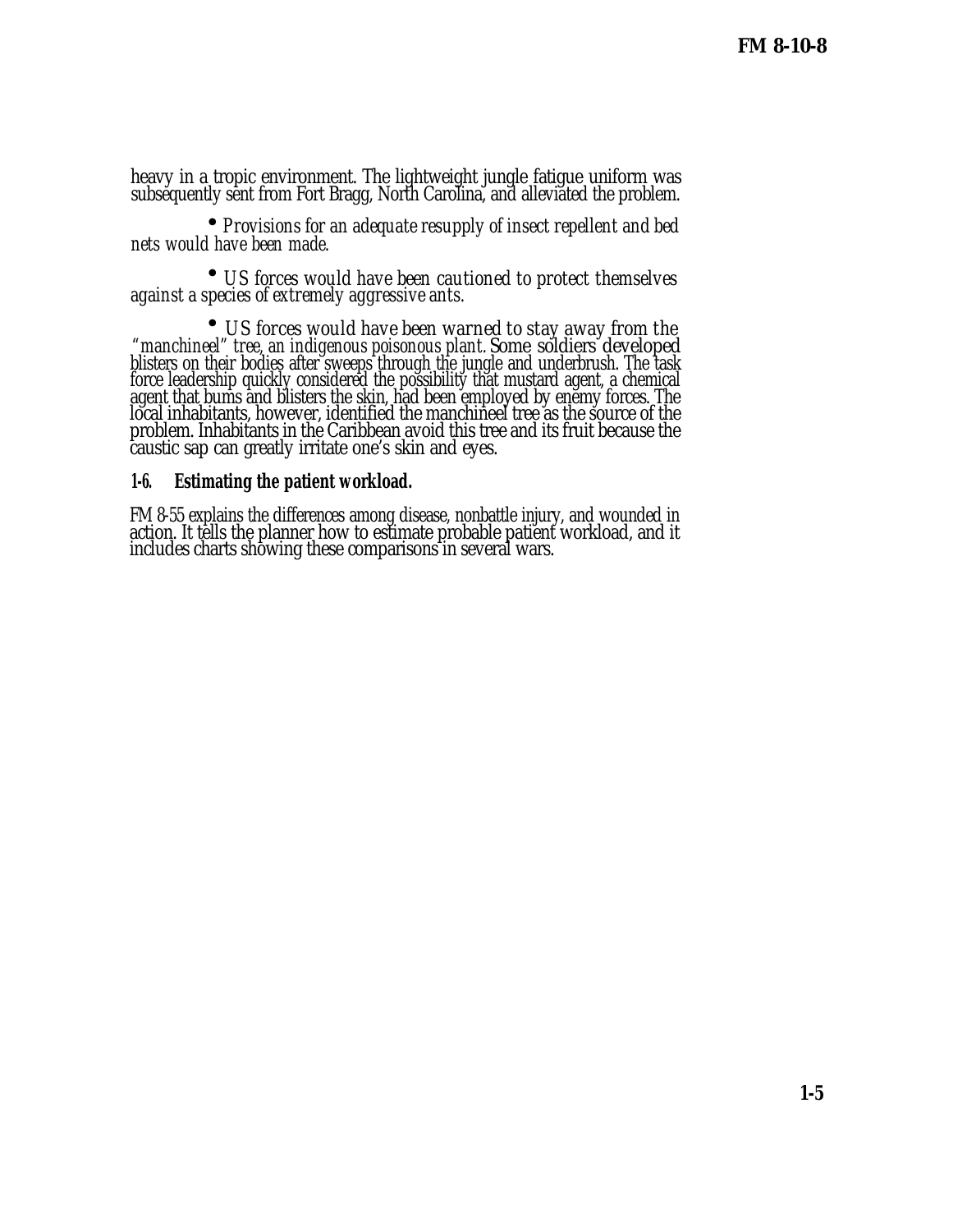heavy in a tropic environment. The lightweight jungle fatigue uniform was subsequently sent from Fort Bragg, North Carolina, and alleviated the problem.

- *Provisions for an adequate resupply of insect repellent and bed nets would have been made.*

- *US forces would have been cautioned to protect themselves against a species of extremely aggressive ants.*

- *US forces would have been warned to stay away from the "manchineel" tree, an indigenous poisonous plant.* Some soldiers developed blisters on their bodies after sweeps through the jungle and underbrush. The task force leadership quickly considered the possibility that mustard agent, a chemical agent that burns and blisters the skin, had been employed by enemy forces. The local inhabitants, however, identified the manchineel tree as the source of the problem. Inhabitants in the Caribbean avoid this tree and its fruit because the caustic sap can greatly irritate one's skin and eyes.

### 1-6. Estimating the patient workload.

FM 8-55 explains the differences among disease, nonbattle injury, and wounded in action. It tells the planner how to estimate probable patient workload, and it includes charts showing these comparisons in several wars.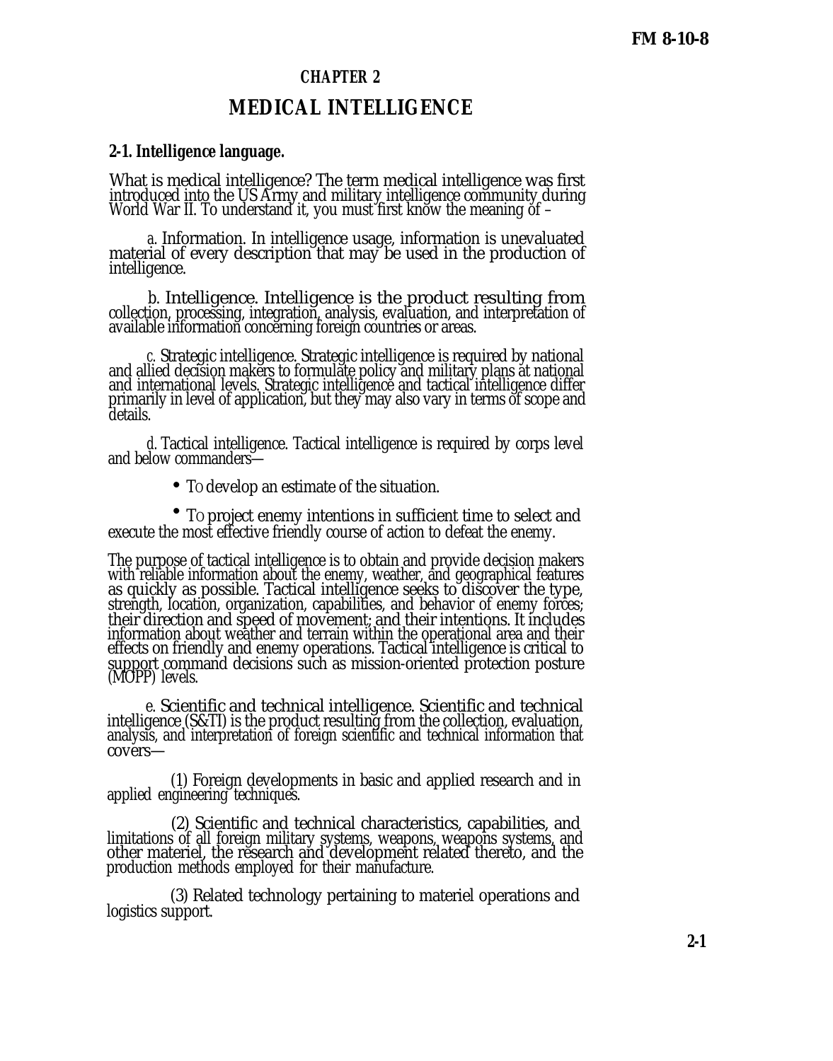# CHAPTER 2

# MEDICAL INTELLIGENCE

## 2-1. Intelligence language.

What is medical intelligence? The term medical intelligence was first introduced into the US Army and military intelligence community during World War II. To understand it, you must first know the meaning of –

*a.* Information. In intelligence usage, information is unevaluated material of every description that may be used in the production of intelligence.

*b.* Intelligence. Intelligence is the product resulting from collection, processing, integration, analysis, evaluation, and interpretation of available information concerning foreign countries or areas.

*c.* Strategic intelligence. Strategic intelligence is required by national and allied decision makers to formulate policy and military plans at national and international levels. Strategic intelligence and tactical intelligence differ primarily in level of application, but they may also vary in terms of scope and details.

*d.* Tactical intelligence. Tactical intelligence is required by corps level and below commanders—

- To develop an estimate of the situation.
- To project enemy intentions in sufficient time to select and execute the most effective friendly course of action to defeat the enemy.

The purpose of tactical intelligence is to obtain and provide decision makers with reliable information about the enemy, weather, and geographical features as quickly as possible. Tactical intelligence seeks to discover the type, strength, location, organization, capabilities, and behavior of enemy forces; their direction and speed of movement; and their intentions. It includes information about weather and terrain within the operational area and their effects on friendly and enemy operations. Tactical intelligence is critical to support command decisions such as mission-oriented protection posture (MOPP) levels.

*e.* Scientific and technical intelligence. Scientific and technical intelligence (S&TI) is the product resulting from the collection, evaluation, analysis, and interpretation of foreign scientific and technical information that covers—

(1) Foreign developments in basic and applied research and in applied engineering techniques.

(2) Scientific and technical characteristics, capabilities, and limitations of all foreign military systems, weapons, weapons systems, and other materiel, the research and development related thereto, and the production methods employed for their manufacture.

(3) Related technology pertaining to materiel operations and logistics support.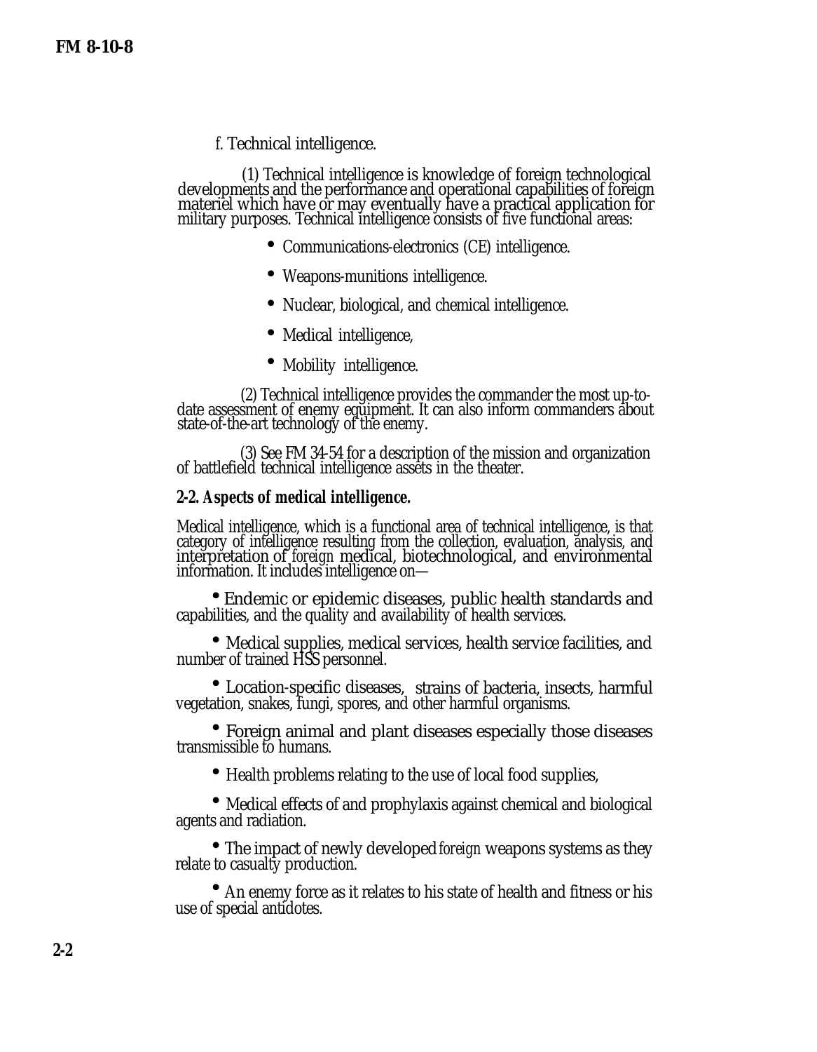f. Technical intelligence.

(1) Technical intelligence is knowledge of foreign technological developments and the performance and operational capabilities of foreign materiel which have or may eventually have a practical application for military purposes. Technical intelligence consists of five functional areas:

- Communications-electronics (CE) intelligence.
- Weapons-munitions intelligence.
- Nuclear, biological, and chemical intelligence.
- Medical intelligence,
- Mobility intelligence.

(2) Technical intelligence provides the commander the most up-to-date assessment of enemy equipment. It can also inform commanders about state-of-the-art technology of the enemy.

(3) See FM 34-54 for a description of the mission and organization of battlefield technical intelligence assets in the theater.

**2-2. Aspects of medical intelligence.**

Medical intelligence, which is a functional area of technical intelligence, is that category of intelligence resulting from the collection, evaluation, analysis, and interpretation of *foreign* medical, biotechnological, and environmental information. It includes intelligence on—

- Endemic or epidemic diseases, public health standards and capabilities, and the quality and availability of health services.
- Medical supplies, medical services, health service facilities, and number of trained HSS personnel.
- Location-specific diseases, strains of bacteria, insects, harmful vegetation, snakes, fungi, spores, and other harmful organisms.
- Foreign animal and plant diseases especially those diseases transmissible to humans.
- Health problems relating to the use of local food supplies,
- Medical effects of and prophylaxis against chemical and biological agents and radiation.
- The impact of newly developed *foreign* weapons systems as they relate to casualty production.
- An enemy force as it relates to his state of health and fitness or his use of special antidotes.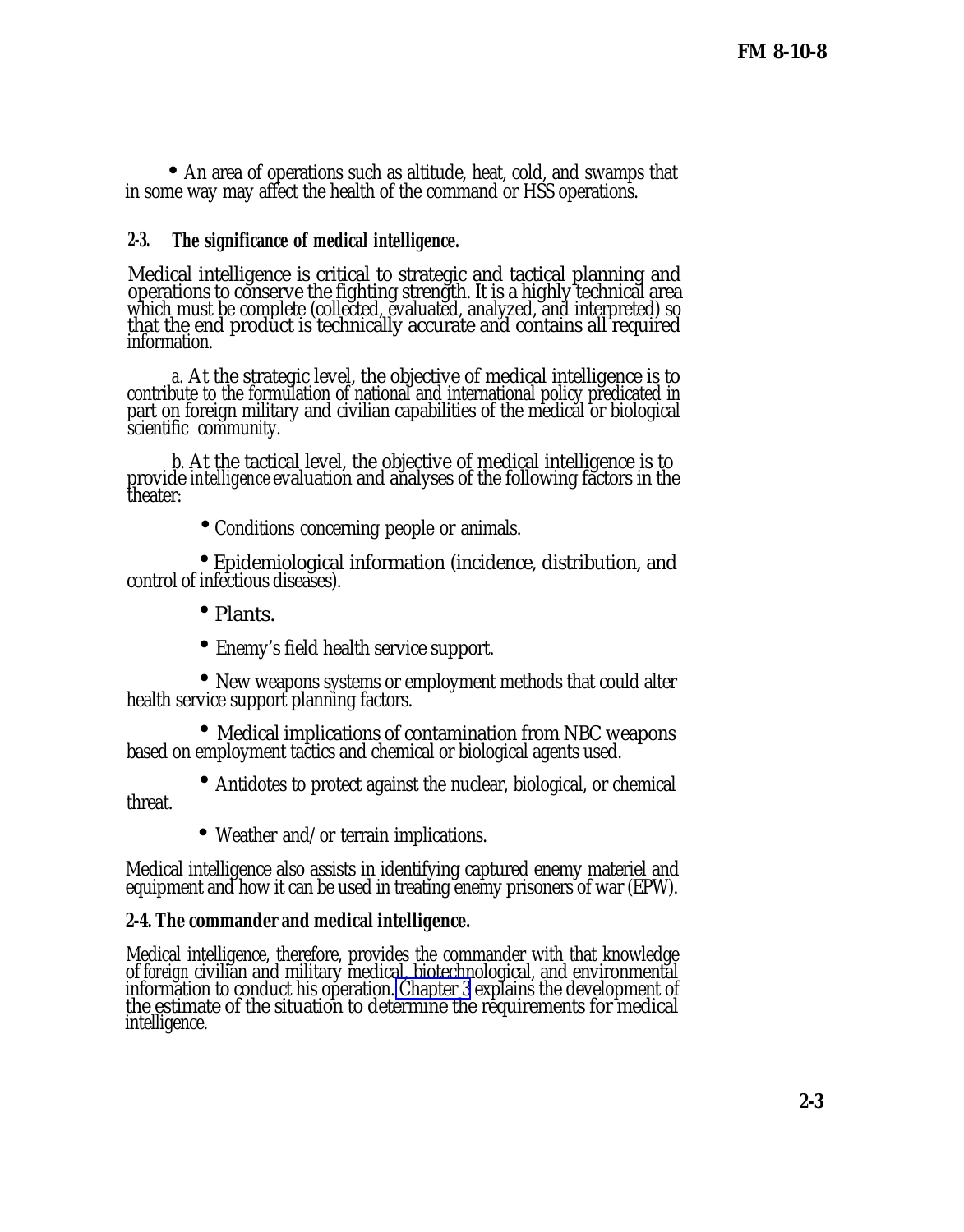- An area of operations such as altitude, heat, cold, and swamps that in some way may affect the health of the command or HSS operations.

## 2-3. The significance of medical intelligence.

Medical intelligence is critical to strategic and tactical planning and operations to conserve the fighting strength. It is a highly technical area which must be complete (collected, evaluated, analyzed, and interpreted) so that the end product is technically accurate and contains all required information.

*a.* At the strategic level, the objective of medical intelligence is to contribute to the formulation of national and international policy predicated in part on foreign military and civilian capabilities of the medical or biological scientific community.

*b.* At the tactical level, the objective of medical intelligence is to provide *intelligence* evaluation and analyses of the following factors in the theater:

- Conditions concerning people or animals.
- Epidemiological information (incidence, distribution, and control of infectious diseases).
- Plants.
- Enemy's field health service support.
- New weapons systems or employment methods that could alter health service support planning factors.
- Medical implications of contamination from NBC weapons based on employment tactics and chemical or biological agents used.
- Antidotes to protect against the nuclear, biological, or chemical threat.
- Weather and/or terrain implications.

Medical intelligence also assists in identifying captured enemy materiel and equipment and how it can be used in treating enemy prisoners of war (EPW).

## 2-4. The commander and medical intelligence.

Medical intelligence, therefore, provides the commander with that knowledge of *foreign* civilian and military medical, biotechnological, and environmental information to conduct his operation. Chapter 3 explains the development of the estimate of the situation to determine the requirements for medical intelligence.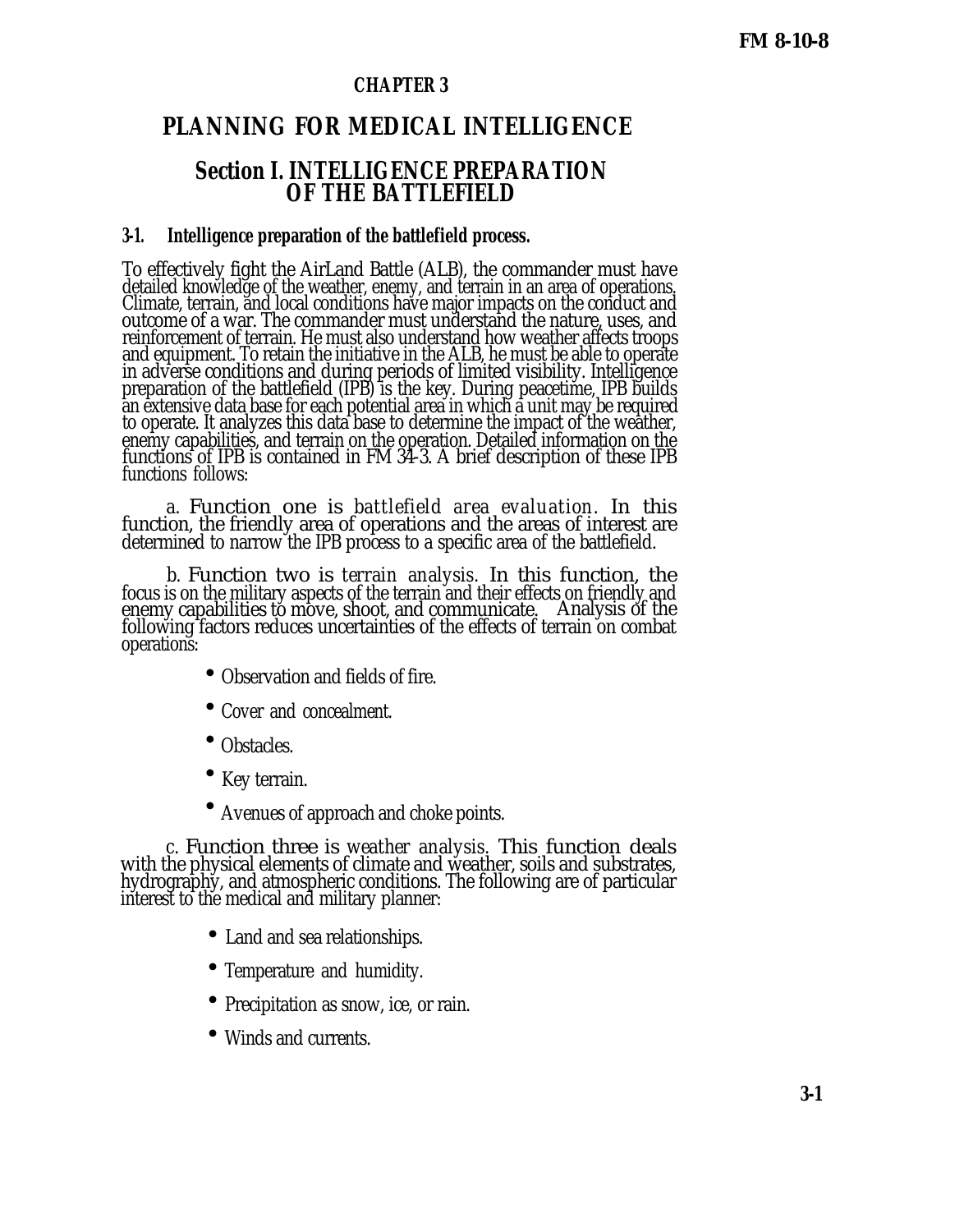# CHAPTER 3

# PLANNING FOR MEDICAL INTELLIGENCE

## Section I. INTELLIGENCE PREPARATION OF THE BATTLEFIELD

### 3-1. Intelligence preparation of the battlefield process.

To effectively fight the AirLand Battle (ALB), the commander must have detailed knowledge of the weather, enemy, and terrain in an area of operations. Climate, terrain, and local conditions have major impacts on the conduct and outcome of a war. The commander must understand the nature, uses, and reinforcement of terrain. He must also understand how weather affects troops and equipment. To retain the initiative in the ALB, he must be able to operate in adverse conditions and during periods of limited visibility. Intelligence preparation of the battlefield (IPB) is the key. During peacetime, IPB builds an extensive data base for each potential area in which a unit may be required to operate. It analyzes this data base to determine the impact of the weather, enemy capabilities, and terrain on the operation. Detailed information on the functions of IPB is contained in FM 34-3. A brief description of these IPB functions follows:

a. Function one is *battlefield area evaluation*. In this function, the friendly area of operations and the areas of interest are determined to narrow the IPB process to a specific area of the battlefield.

b. Function two is *terrain analysis*. In this function, the focus is on the military aspects of the terrain and their effects on friendly and enemy capabilities to move, shoot, and communicate. Analysis of the following factors reduces uncertainties of the effects of terrain on combat operations:

- Observation and fields of fire.
- Cover and concealment.
- Obstacles.
- Key terrain.
- Avenues of approach and choke points.

c. Function three is *weather analysis*. This function deals with the physical elements of climate and weather, soils and substrates, hydrography, and atmospheric conditions. The following are of particular interest to the medical and military planner:

- Land and sea relationships.
- Temperature and humidity.
- Precipitation as snow, ice, or rain.
- Winds and currents.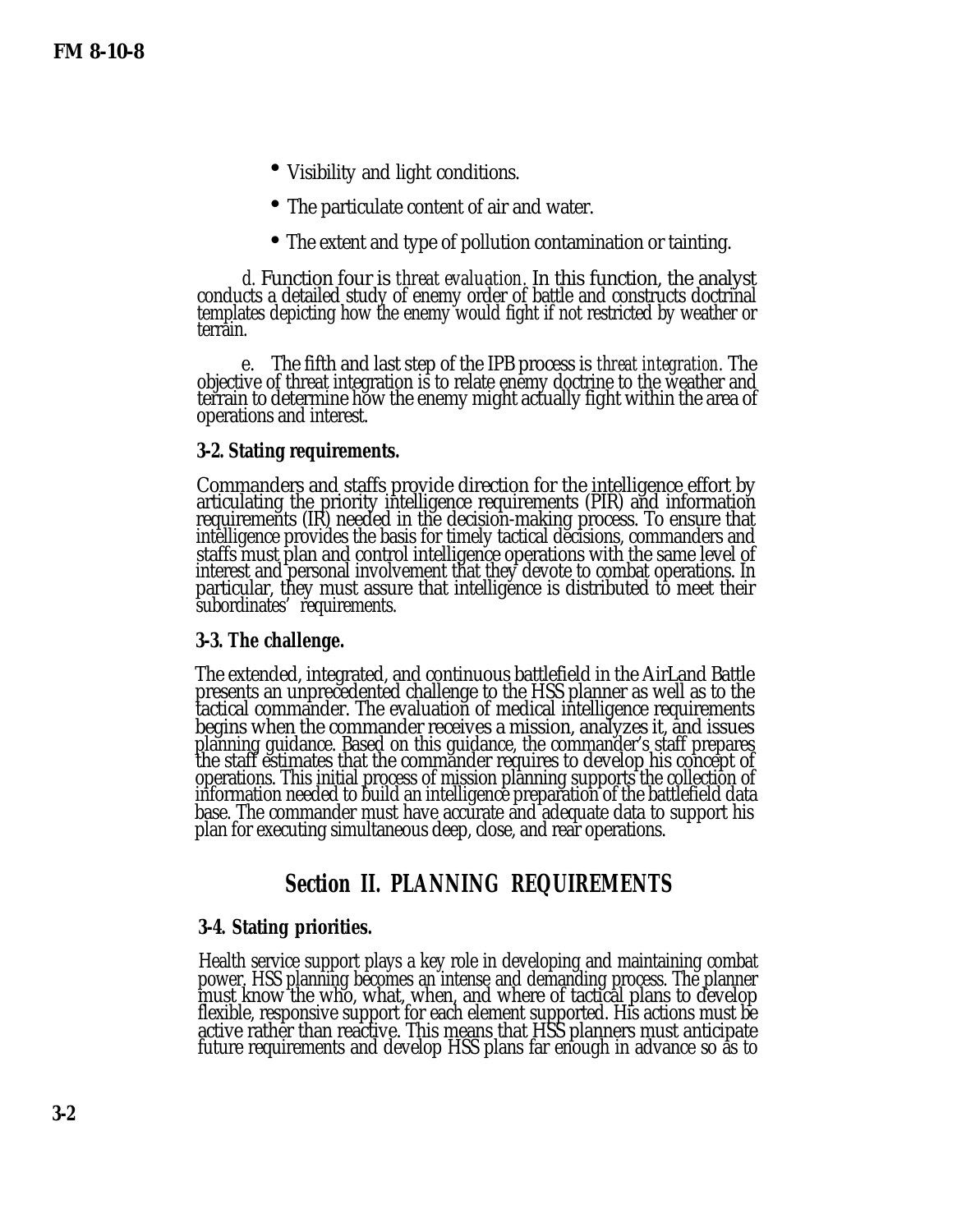- Visibility and light conditions.
- The particulate content of air and water.
- The extent and type of pollution contamination or tainting.

d. Function four is *threat evaluation*. In this function, the analyst conducts a detailed study of enemy order of battle and constructs doctrinal templates depicting how the enemy would fight if not restricted by weather or terrain.

e. The fifth and last step of the IPB process is *threat integration*. The objective of threat integration is to relate enemy doctrine to the weather and terrain to determine how the enemy might actually fight within the area of operations and interest.

**3-2. Stating requirements.**

Commanders and staffs provide direction for the intelligence effort by articulating the priority intelligence requirements (PIR) and information requirements (IR) needed in the decision-making process. To ensure that intelligence provides the basis for timely tactical decisions, commanders and staffs must plan and control intelligence operations with the same level of interest and personal involvement that they devote to combat operations. In particular, they must assure that intelligence is distributed to meet their subordinates' requirements.

**3-3. The challenge.**

The extended, integrated, and continuous battlefield in the AirLand Battle presents an unprecedented challenge to the HSS planner as well as to the tactical commander. The evaluation of medical intelligence requirements begins when the commander receives a mission, analyzes it, and issues planning guidance. Based on this guidance, the commander's staff prepares the staff estimates that the commander requires to develop his concept of operations. This initial process of mission planning supports the collection of information needed to build an intelligence preparation of the battlefield data base. The commander must have accurate and adequate data to support his plan for executing simultaneous deep, close, and rear operations.

## Section II. PLANNING REQUIREMENTS

**3-4. Stating priorities.**

Health service support plays a key role in developing and maintaining combat power. HSS planning becomes an intense and demanding process. The planner must know the who, what, when, and where of tactical plans to develop flexible, responsive support for each element supported. His actions must be active rather than reactive. This means that HSS planners must anticipate future requirements and develop HSS plans far enough in advance so as to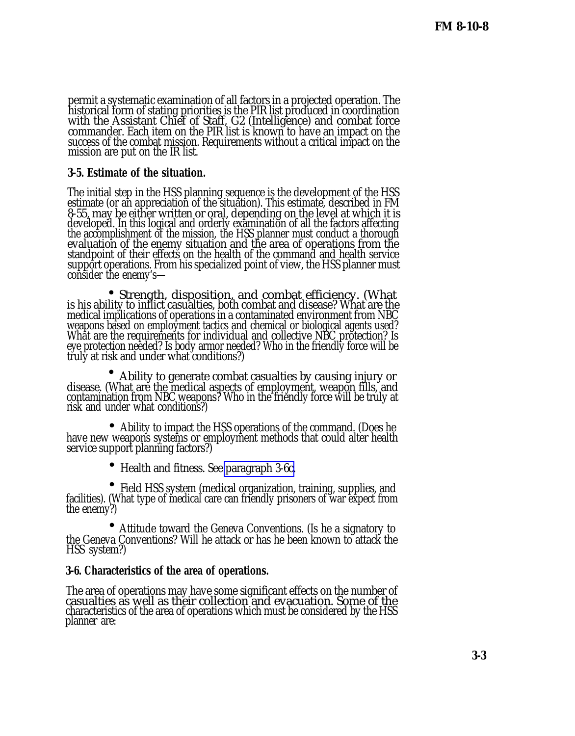permit a systematic examination of all factors in a projected operation. The historical form of stating priorities is the PIR list produced in coordination with the Assistant Chief of Staff, G2 (Intelligence) and combat force commander. Each item on the PIR list is known to have an impact on the success of the combat mission. Requirements without a critical impact on the mission are put on the IR list.

**3-5. Estimate of the situation.**

The initial step in the HSS planning sequence is the development of the HSS estimate (or an appreciation of the situation). This estimate, described in FM 8-55, may be either written or oral, depending on the level at which it is developed. In this logical and orderly examination of all the factors affecting the accomplishment of the mission, the HSS planner must conduct a thorough evaluation of the enemy situation and the area of operations from the standpoint of their effects on the health of the command and health service support operations. From his specialized point of view, the HSS planner must consider the enemy's—

- Strength, disposition, and combat efficiency. (What is his ability to inflict casualties, both combat and disease? What are the medical implications of operations in a contaminated environment from NBC weapons based on employment tactics and chemical or biological agents used? What are the requirements for individual and collective NBC protection? Is eye protection needed? Is body armor needed? Who in the friendly force will be truly at risk and under what conditions?)

- Ability to generate combat casualties by causing injury or disease. (What are the medical aspects of employment, weapon fills, and contamination from NBC weapons? Who in the friendly force will be truly at risk and under what conditions?)

- Ability to impact the HSS operations of the command. (Does he have new weapons systems or employment methods that could alter health service support planning factors?)

- Health and fitness. See paragraph 3-6c.

- Field HSS system (medical organization, training, supplies, and facilities). (What type of medical care can friendly prisoners of war expect from the enemy?)

- Attitude toward the Geneva Conventions. (Is he a signatory to the Geneva Conventions? Will he attack or has he been known to attack the HSS system?)

**3-6. Characteristics of the area of operations.**

The area of operations may have some significant effects on the number of casualties as well as their collection and evacuation. Some of the characteristics of the area of operations which must be considered by the HSS planner are: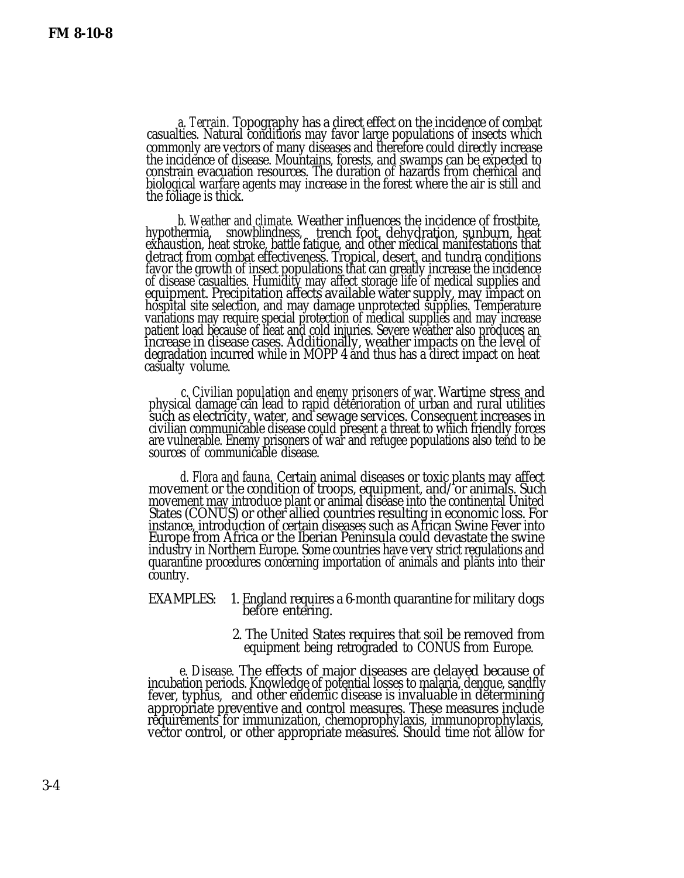*a. Terrain.* Topography has a direct effect on the incidence of combat casualties. Natural conditions may favor large populations of insects which commonly are vectors of many diseases and therefore could directly increase the incidence of disease. Mountains, forests, and swamps can be expected to constrain evacuation resources. The duration of hazards from chemical and biological warfare agents may increase in the forest where the air is still and the foliage is thick.

*b. Weather and climate.* Weather influences the incidence of frostbite, hypothermia, snowblindness, trench foot, dehydration, sunburn, heat exhaustion, heat stroke, battle fatigue, and other medical manifestations that detract from combat effectiveness. Tropical, desert, and tundra conditions favor the growth of insect populations that can greatly increase the incidence of disease casualties. Humidity may affect storage life of medical supplies and equipment. Precipitation affects available water supply, may impact on hospital site selection, and may damage unprotected supplies. Temperature variations may require special protection of medical supplies and may increase patient load because of heat and cold injuries. Severe weather also produces an increase in disease cases. Additionally, weather impacts on the level of degradation incurred while in MOPP 4 and thus has a direct impact on heat casualty volume.

*c. Civilian population and enemy prisoners of war.* Wartime stress and physical damage can lead to rapid deterioration of urban and rural utilities such as electricity, water, and sewage services. Consequent increases in civilian communicable disease could present a threat to which friendly forces are vulnerable. Enemy prisoners of war and refugee populations also tend to be sources of communicable disease.

*d. Flora and fauna.* Certain animal diseases or toxic plants may affect movement or the condition of troops, equipment, and/or animals. Such movement may introduce plant or animal disease into the continental United States (CONUS) or other allied countries resulting in economic loss. For instance, introduction of certain diseases such as African Swine Fever into Europe from Africa or the Iberian Peninsula could devastate the swine industry in Northern Europe. Some countries have very strict regulations and quarantine procedures concerning importation of animals and plants into their country.

EXAMPLES:

1. England requires a 6-month quarantine for military dogs before entering.

2. The United States requires that soil be removed from equipment being retrograded to CONUS from Europe.

*e. Disease.* The effects of major diseases are delayed because of incubation periods. Knowledge of potential losses to malaria, dengue, sandfly fever, typhus, and other endemic disease is invaluable in determining appropriate preventive and control measures. These measures include requirements for immunization, chemoprophylaxis, immunoprophylaxis, vector control, or other appropriate measures. Should time not allow for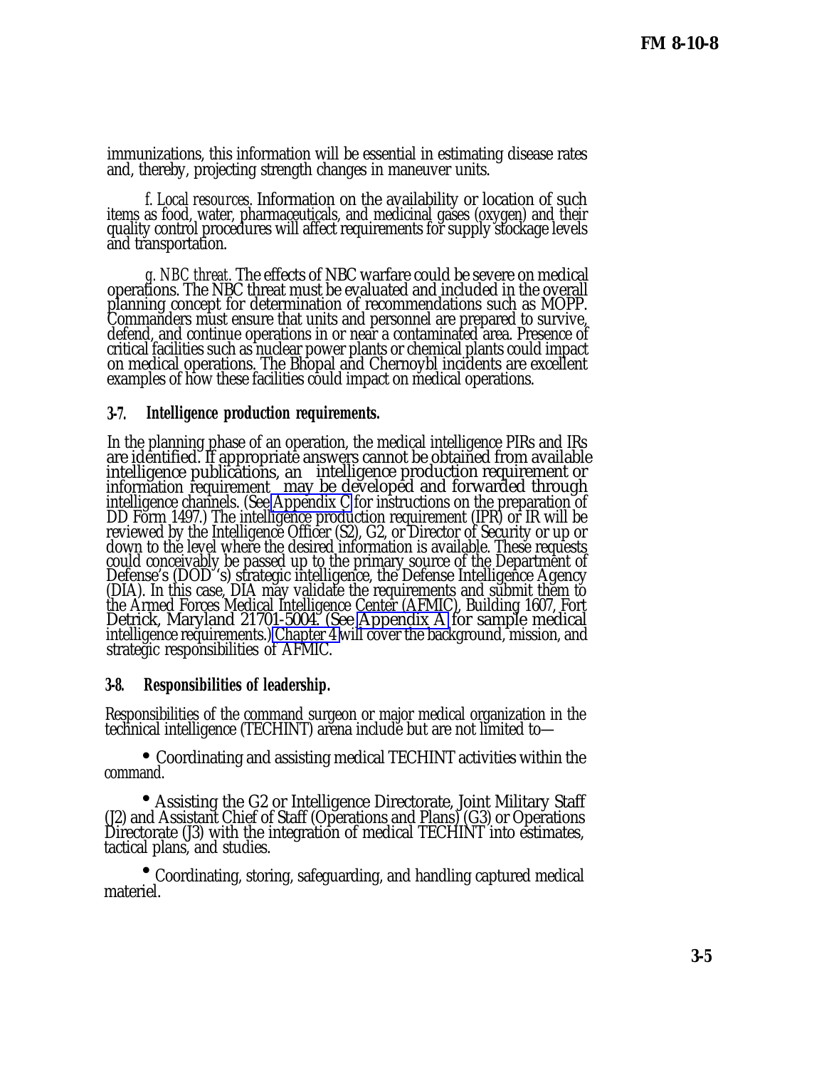immunizations, this information will be essential in estimating disease rates and, thereby, projecting strength changes in maneuver units.

*f. Local resources.* Information on the availability or location of such items as food, water, pharmaceuticals, and medicinal gases (oxygen) and their quality control procedures will affect requirements for supply stockage levels and transportation.

*g. NBC threat.* The effects of NBC warfare could be severe on medical operations. The NBC threat must be evaluated and included in the overall planning concept for determination of recommendations such as MOPP. Commanders must ensure that units and personnel are prepared to survive, defend, and continue operations in or near a contaminated area. Presence of critical facilities such as nuclear power plants or chemical plants could impact on medical operations. The Bhopal and Chernoybl incidents are excellent examples of how these facilities could impact on medical operations.

### 3-7. Intelligence production requirements.

In the planning phase of an operation, the medical intelligence PIRs and IRs are identified. If appropriate answers cannot be obtained from available intelligence publications, an intelligence production requirement or information requirement may be developed and forwarded through intelligence channels. (See Appendix C for instructions on the preparation of DD Form 1497.) The intelligence production requirement (IPR) or IR will be reviewed by the Intelligence Officer (S2), G2, or Director of Security or up or down to the level where the desired information is available. These requests could conceivably be passed up to the primary source of the Department of Defense's (DOD 's) strategic intelligence, the Defense Intelligence Agency (DIA). In this case, DIA may validate the requirements and submit them to the Armed Forces Medical Intelligence Center (AFMIC), Building 1607, Fort Detrick, Maryland 21701-5004. (See Appendix A for sample medical intelligence requirements.) Chapter 4 will cover the background, mission, and strategic responsibilities of AFMIC.

### 3-8. Responsibilities of leadership.

Responsibilities of the command surgeon or major medical organization in the technical intelligence (TECHINT) arena include but are not limited to—

- Coordinating and assisting medical TECHINT activities within the command.
- Assisting the G2 or Intelligence Directorate, Joint Military Staff (J2) and Assistant Chief of Staff (Operations and Plans) (G3) or Operations Directorate (J3) with the integration of medical TECHINT into estimates, tactical plans, and studies.
- Coordinating, storing, safeguarding, and handling captured medical materiel.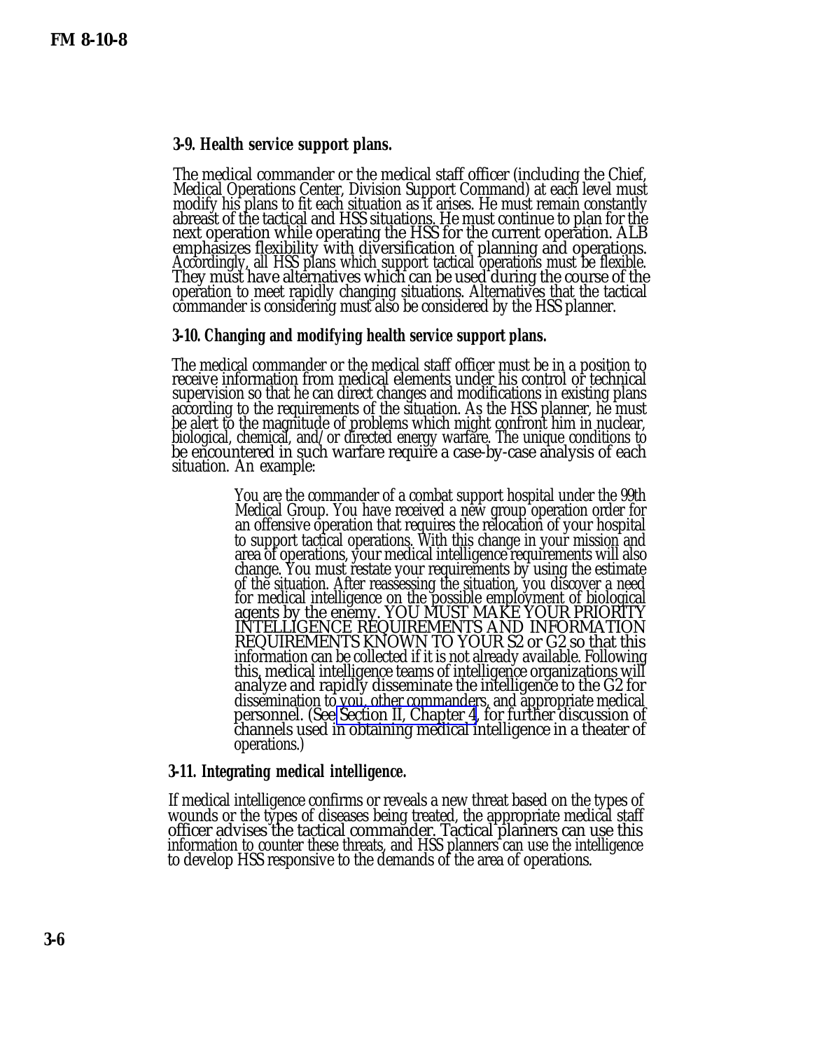**3-9. Health service support plans.**

The medical commander or the medical staff officer (including the Chief, Medical Operations Center, Division Support Command) at each level must modify his plans to fit each situation as it arises. He must remain constantly abreast of the tactical and HSS situations. He must continue to plan for the next operation while operating the HSS for the current operation. ALB emphasizes flexibility with diversification of planning and operations. Accordingly, all HSS plans which support tactical operations must be flexible. They must have alternatives which can be used during the course of the operation to meet rapidly changing situations. Alternatives that the tactical commander is considering must also be considered by the HSS planner.

**3-10. Changing and modifying health service support plans.**

The medical commander or the medical staff officer must be in a position to receive information from medical elements under his control or technical supervision so that he can direct changes and modifications in existing plans according to the requirements of the situation. As the HSS planner, he must be alert to the magnitude of problems which might confront him in nuclear, biological, chemical, and/or directed energy warfare. The unique conditions to be encountered in such warfare require a case-by-case analysis of each situation. An example:

> You are the commander of a combat support hospital under the 99th Medical Group. You have received a new group operation order for an offensive operation that requires the relocation of your hospital to support tactical operations. With this change in your mission and area of operations, your medical intelligence requirements will also change. You must restate your requirements by using the estimate of the situation. After reassessing the situation, you discover a need for medical intelligence on the possible employment of biological agents by the enemy. YOU MUST MAKE YOUR PRIORITY INTELLIGENCE REQUIREMENTS AND INFORMATION REQUIREMENTS KNOWN TO YOUR S2 or G2 so that this information can be collected if it is not already available. Following this, medical intelligence teams of intelligence organizations will analyze and rapidly disseminate the intelligence to the G2 for dissemination to you, other commanders, and appropriate medical personnel. (See Section II, Chapter 4, for further discussion of channels used in obtaining medical intelligence in a theater of operations.)

**3-11. Integrating medical intelligence.**

If medical intelligence confirms or reveals a new threat based on the types of wounds or the types of diseases being treated, the appropriate medical staff officer advises the tactical commander. Tactical planners can use this information to counter these threats, and HSS planners can use the intelligence to develop HSS responsive to the demands of the area of operations.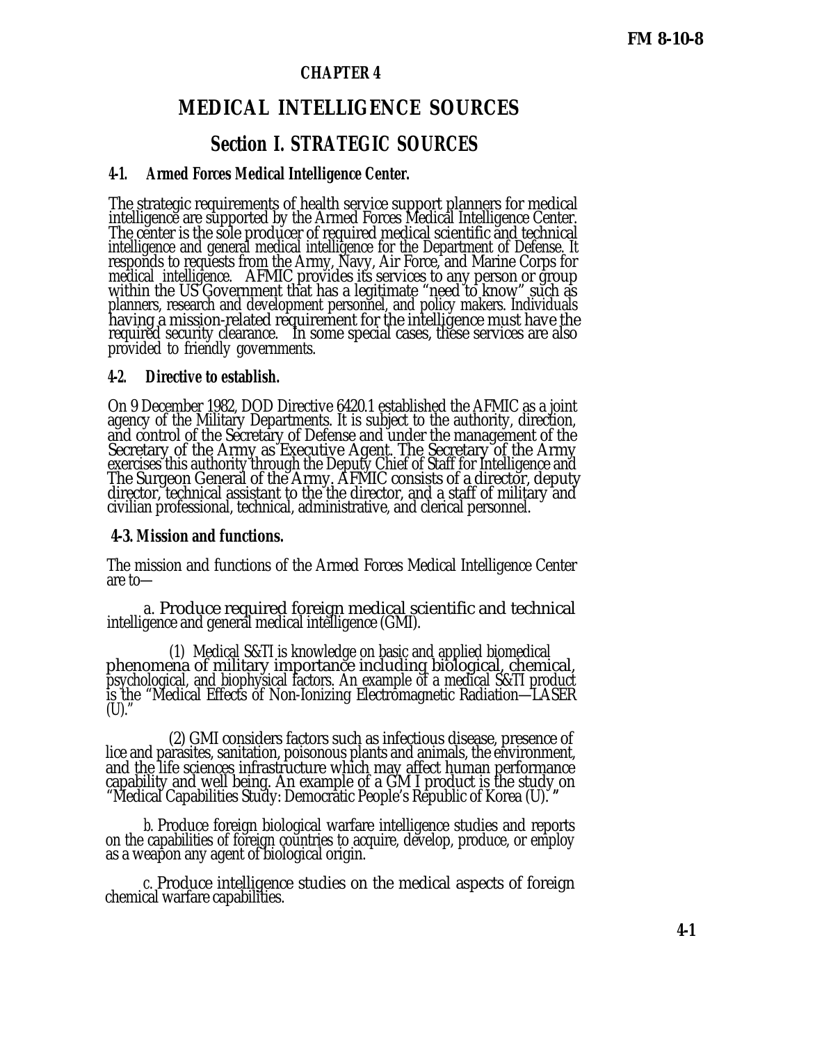## CHAPTER 4

# MEDICAL INTELLIGENCE SOURCES

## Section I. STRATEGIC SOURCES

### 4-1. Armed Forces Medical Intelligence Center.

The strategic requirements of health service support planners for medical intelligence are supported by the Armed Forces Medical Intelligence Center. The center is the sole producer of required medical scientific and technical intelligence and general medical intelligence for the Department of Defense. It responds to requests from the Army, Navy, Air Force, and Marine Corps for medical intelligence. AFMIC provides its services to any person or group within the US Government that has a legitimate "need to know" such as planners, research and development personnel, and policy makers. Individuals having a mission-related requirement for the intelligence must have the required security clearance. In some special cases, these services are also provided to friendly governments.

### 4-2. Directive to establish.

On 9 December 1982, DOD Directive 6420.1 established the AFMIC as a joint agency of the Military Departments. It is subject to the authority, direction, and control of the Secretary of Defense and under the management of the Secretary of the Army as Executive Agent. The Secretary of the Army exercises this authority through the Deputy Chief of Staff for Intelligence and The Surgeon General of the Army. AFMIC consists of a director, deputy director, technical assistant to the the director, and a staff of military and civilian professional, technical, administrative, and clerical personnel.

### 4-3. Mission and functions.

The mission and functions of the Armed Forces Medical Intelligence Center are to—

a. Produce required foreign medical scientific and technical intelligence and general medical intelligence (GMI).

(1) Medical S&TI is knowledge on basic and applied biomedical phenomena of military importance including biological, chemical, psychological, and biophysical factors. An example of a medical S&TI product is the "Medical Effects of Non-Ionizing Electromagnetic Radiation—LASER (U)."

(2) GMI considers factors such as infectious disease, presence of lice and parasites, sanitation, poisonous plants and animals, the environment, and the life sciences infrastructure which may affect human performance capability and well being. An example of a GM I product is the study on "Medical Capabilities Study: Democratic People's Republic of Korea (U)."

b. Produce foreign biological warfare intelligence studies and reports on the capabilities of foreign countries to acquire, develop, produce, or employ as a weapon any agent of biological origin.

c. Produce intelligence studies on the medical aspects of foreign chemical warfare capabilities.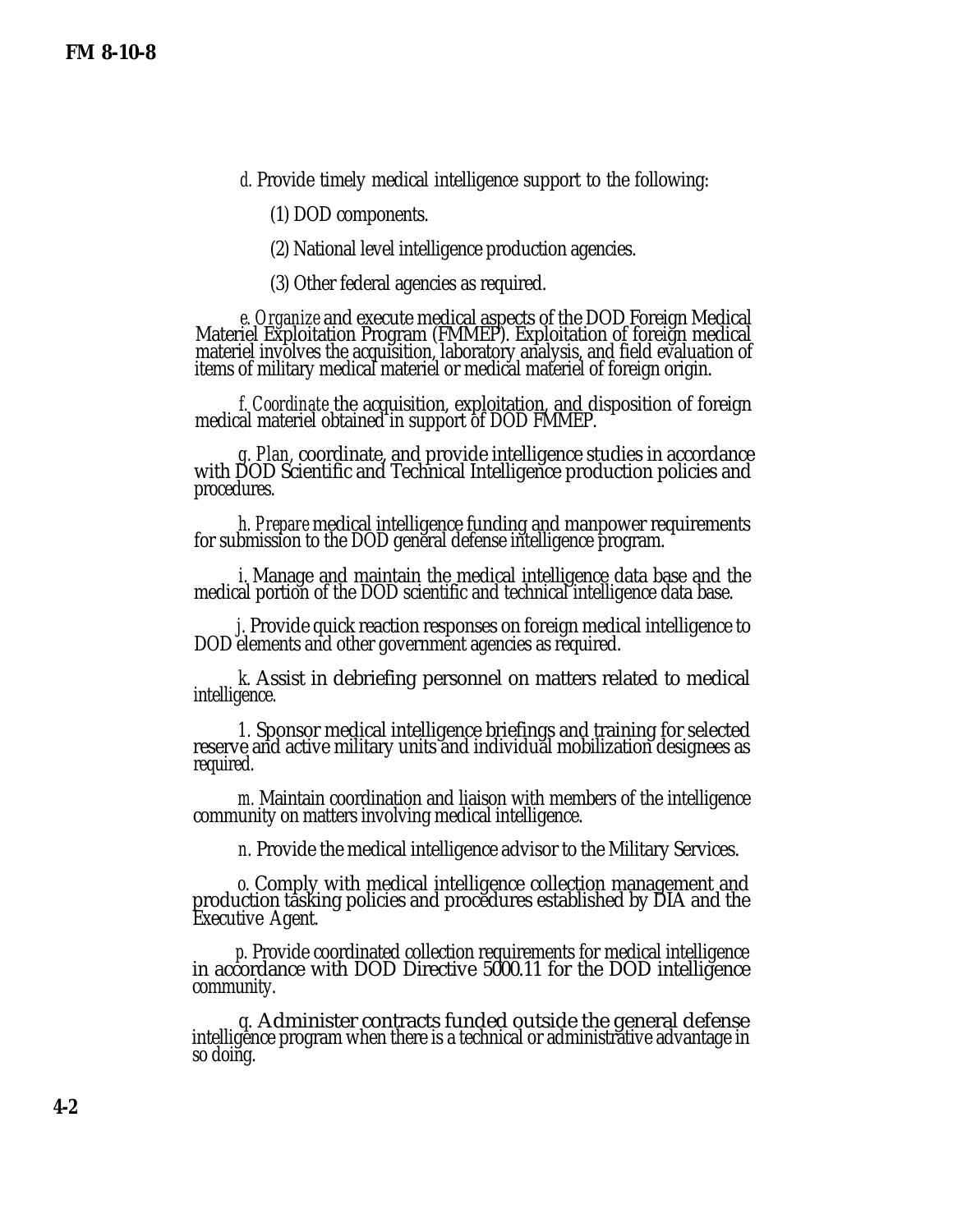*d.* Provide timely medical intelligence support to the following:

(1) DOD components.

(2) National level intelligence production agencies.

(3) Other federal agencies as required.

*e. Organize* and execute medical aspects of the DOD Foreign Medical Materiel Exploitation Program (FMMEP). Exploitation of foreign medical materiel involves the acquisition, laboratory analysis, and field evaluation of items of military medical materiel or medical materiel of foreign origin.

*f. Coordinate* the acquisition, exploitation, and disposition of foreign medical materiel obtained in support of DOD FMMEP.

*g. Plan*, coordinate, and provide intelligence studies in accordance with DOD Scientific and Technical Intelligence production policies and procedures.

*h. Prepare* medical intelligence funding and manpower requirements for submission to the DOD general defense intelligence program.

*i.* Manage and maintain the medical intelligence data base and the medical portion of the DOD scientific and technical intelligence data base.

*j.* Provide quick reaction responses on foreign medical intelligence to DOD elements and other government agencies as required.

*k.* Assist in debriefing personnel on matters related to medical intelligence.

*l.* Sponsor medical intelligence briefings and training for selected reserve and active military units and individual mobilization designees as required.

*m.* Maintain coordination and liaison with members of the intelligence community on matters involving medical intelligence.

*n.* Provide the medical intelligence advisor to the Military Services.

*o.* Comply with medical intelligence collection management and production tasking policies and procedures established by DIA and the Executive Agent.

*p.* Provide coordinated collection requirements for medical intelligence in accordance with DOD Directive 5000.11 for the DOD intelligence community.

*q.* Administer contracts funded outside the general defense intelligence program when there is a technical or administrative advantage in so doing.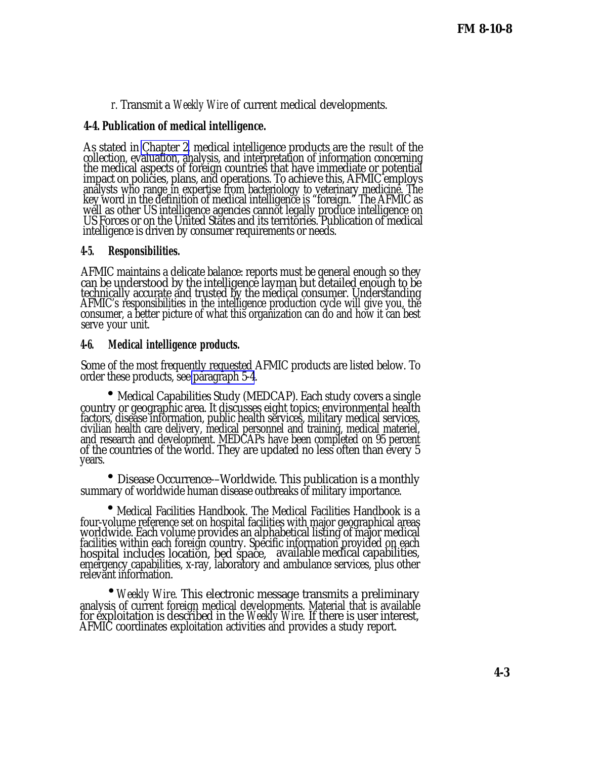*r*. Transmit a *Weekly Wire* of current medical developments.

## 4-4. Publication of medical intelligence.

As stated in Chapter 2, medical intelligence products are the *result* of the collection, evaluation, analysis, and interpretation of information concerning the medical aspects of foreign countries that have immediate or potential impact on policies, plans, and operations. To achieve this, AFMIC employs analysts who range in expertise from bacteriology to veterinary medicine. The key word in the definition of medical intelligence is "foreign." The AFMIC as well as other US intelligence agencies cannot legally produce intelligence on US Forces or on the United States and its territories. Publication of medical intelligence is driven by consumer requirements or needs.

## 4-5. Responsibilities.

AFMIC maintains a delicate balance: reports must be general enough so they can be understood by the intelligence layman but detailed enough to be technically accurate and trusted by the medical consumer. Understanding AFMIC's responsibilities in the intelligence production cycle will give you, the consumer, a better picture of what this organization can do and how it can best serve your unit.

## 4-6. Medical intelligence products.

Some of the most frequently requested AFMIC products are listed below. To order these products, see paragraph 5-4.

- Medical Capabilities Study (MEDCAP). Each study covers a single country or geographic area. It discusses eight topics: environmental health factors, disease information, public health services, military medical services, civilian health care delivery, medical personnel and training, medical materiel, and research and development. MEDCAPs have been completed on 95 percent of the countries of the world. They are updated no less often than every 5 years.

- Disease Occurrence––Worldwide. This publication is a monthly summary of worldwide human disease outbreaks of military importance.

- Medical Facilities Handbook. The Medical Facilities Handbook is a four-volume reference set on hospital facilities with major geographical areas worldwide. Each volume provides an alphabetical listing of major medical facilities within each foreign country. Specific information provided on each hospital includes location, bed space, available medical capabilities, emergency capabilities, x-ray, laboratory and ambulance services, plus other relevant information.

- *Weekly Wire*. This electronic message transmits a preliminary analysis of current foreign medical developments. Material that is available for exploitation is described in the *Weekly Wire*. If there is user interest, AFMIC coordinates exploitation activities and provides a study report.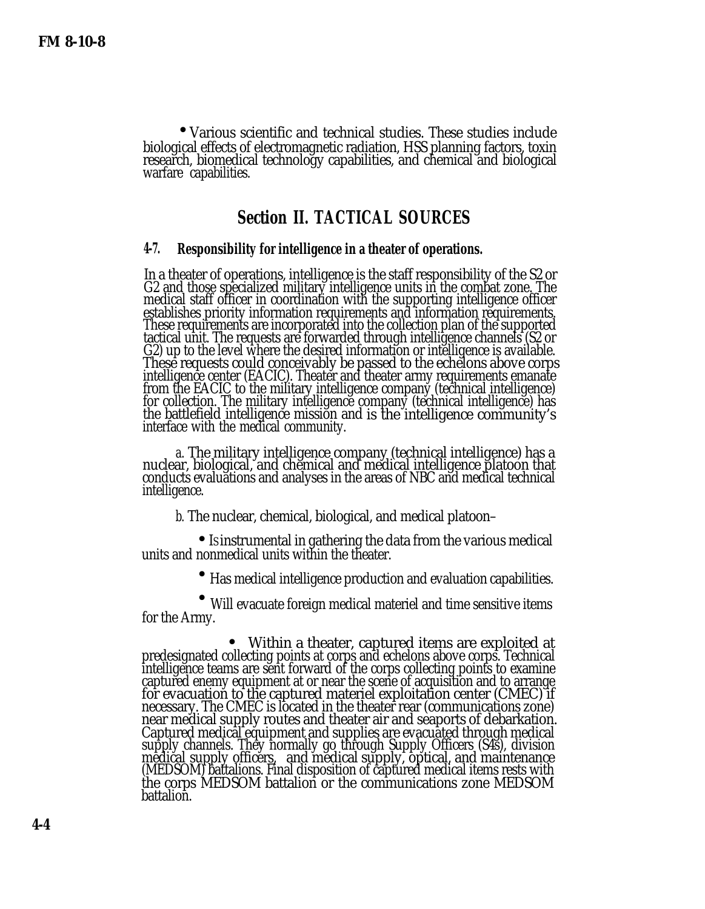- Various scientific and technical studies. These studies include biological effects of electromagnetic radiation, HSS planning factors, toxin research, biomedical technology capabilities, and chemical and biological warfare capabilities.

## Section II. TACTICAL SOURCES

### 4-7. Responsibility for intelligence in a theater of operations.

In a theater of operations, intelligence is the staff responsibility of the S2 or G2 and those specialized military intelligence units in the combat zone. The medical staff officer in coordination with the supporting intelligence officer establishes priority information requirements and information requirements. These requirements are incorporated into the collection plan of the supported tactical unit. The requests are forwarded through intelligence channels (S2 or G2) up to the level where the desired information or intelligence is available. These requests could conceivably be passed to the echelons above corps intelligence center (EACIC). Theater and theater army requirements emanate from the EACIC to the military intelligence company (technical intelligence) for collection. The military intelligence company (technical intelligence) has the battlefield intelligence mission and is the intelligence community's interface with the medical community.

a. The military intelligence company (technical intelligence) has a nuclear, biological, and chemical and medical intelligence platoon that conducts evaluations and analyses in the areas of NBC and medical technical intelligence.

b. The nuclear, chemical, biological, and medical platoon–

- Is instrumental in gathering the data from the various medical units and nonmedical units within the theater.
- Has medical intelligence production and evaluation capabilities.
- Will evacuate foreign medical materiel and time sensitive items for the Army.
- Within a theater, captured items are exploited at predesignated collecting points at corps and echelons above corps. Technical intelligence teams are sent forward of the corps collecting points to examine captured enemy equipment at or near the scene of acquisition and to arrange for evacuation to the captured materiel exploitation center (CMEC) if necessary. The CMEC is located in the theater rear (communications zone) near medical supply routes and theater air and seaports of debarkation. Captured medical equipment and supplies are evacuated through medical supply channels. They normally go through Supply Officers (S4s), division medical supply officers, and medical supply, optical, and maintenance (MEDSOM) battalions. Final disposition of captured medical items rests with the corps MEDSOM battalion or the communications zone MEDSOM battalion.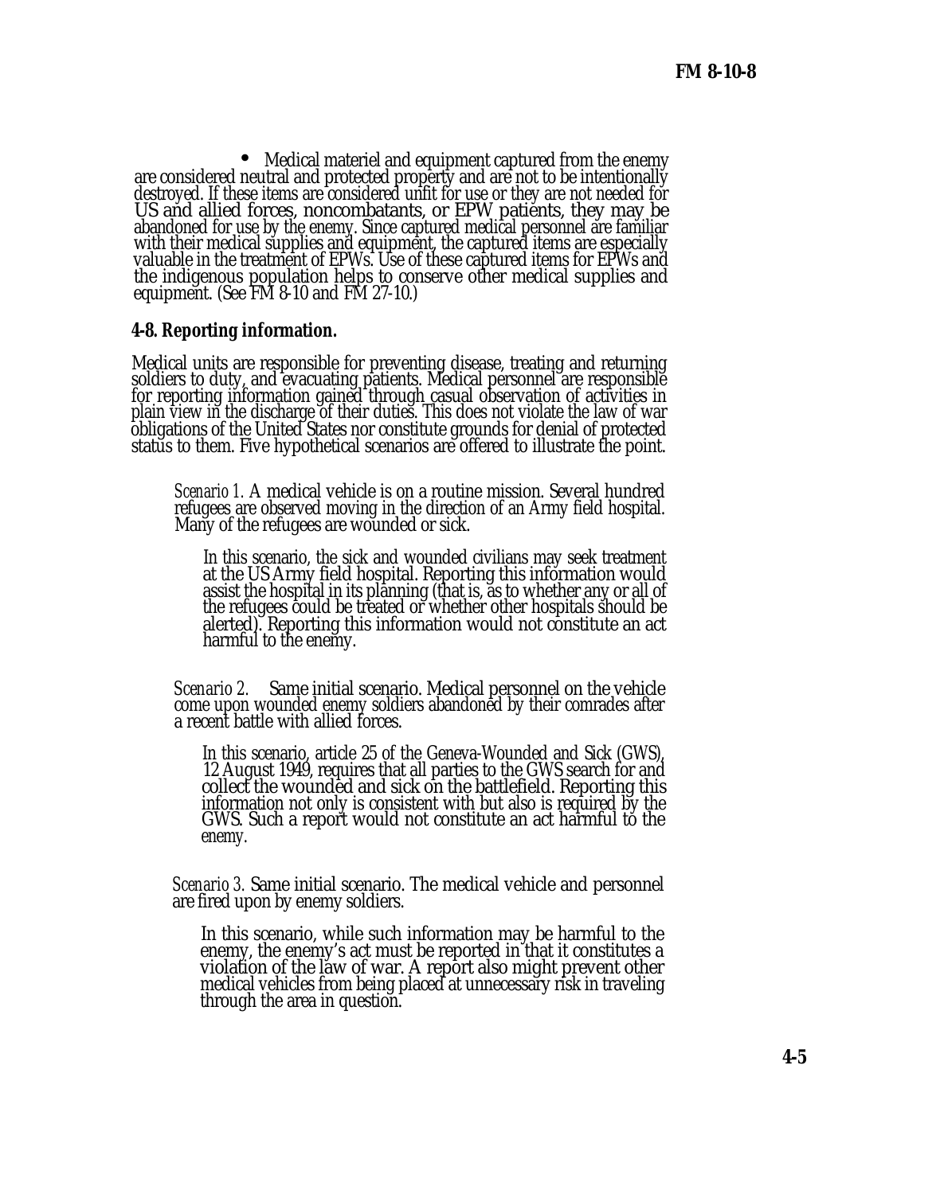- Medical materiel and equipment captured from the enemy are considered neutral and protected property and are not to be intentionally destroyed. If these items are considered unfit for use or they are not needed for US and allied forces, noncombatants, or EPW patients, they may be abandoned for use by the enemy. Since captured medical personnel are familiar with their medical supplies and equipment, the captured items are especially valuable in the treatment of EPWs. Use of these captured items for EPWs and the indigenous population helps to conserve other medical supplies and equipment. (See FM 8-10 and FM 27-10.)

**4-8. Reporting information.**

Medical units are responsible for preventing disease, treating and returning soldiers to duty, and evacuating patients. Medical personnel are responsible for reporting information gained through casual observation of activities in plain view in the discharge of their duties. This does not violate the law of war obligations of the United States nor constitute grounds for denial of protected status to them. Five hypothetical scenarios are offered to illustrate the point.

*Scenario 1.* A medical vehicle is on a routine mission. Several hundred refugees are observed moving in the direction of an Army field hospital. Many of the refugees are wounded or sick.

In this scenario, the sick and wounded civilians may seek treatment at the US Army field hospital. Reporting this information would assist the hospital in its planning (that is, as to whether any or all of the refugees could be treated or whether other hospitals should be alerted). Reporting this information would not constitute an act harmful to the enemy.

*Scenario 2.* Same initial scenario. Medical personnel on the vehicle come upon wounded enemy soldiers abandoned by their comrades after a recent battle with allied forces.

In this scenario, article 25 of the Geneva-Wounded and Sick (GWS), 12 August 1949, requires that all parties to the GWS search for and collect the wounded and sick on the battlefield. Reporting this information not only is consistent with but also is required by the GWS. Such a report would not constitute an act harmful to the enemy.

*Scenario 3.* Same initial scenario. The medical vehicle and personnel are fired upon by enemy soldiers.

In this scenario, while such information may be harmful to the enemy, the enemy's act must be reported in that it constitutes a violation of the law of war. A report also might prevent other medical vehicles from being placed at unnecessary risk in traveling through the area in question.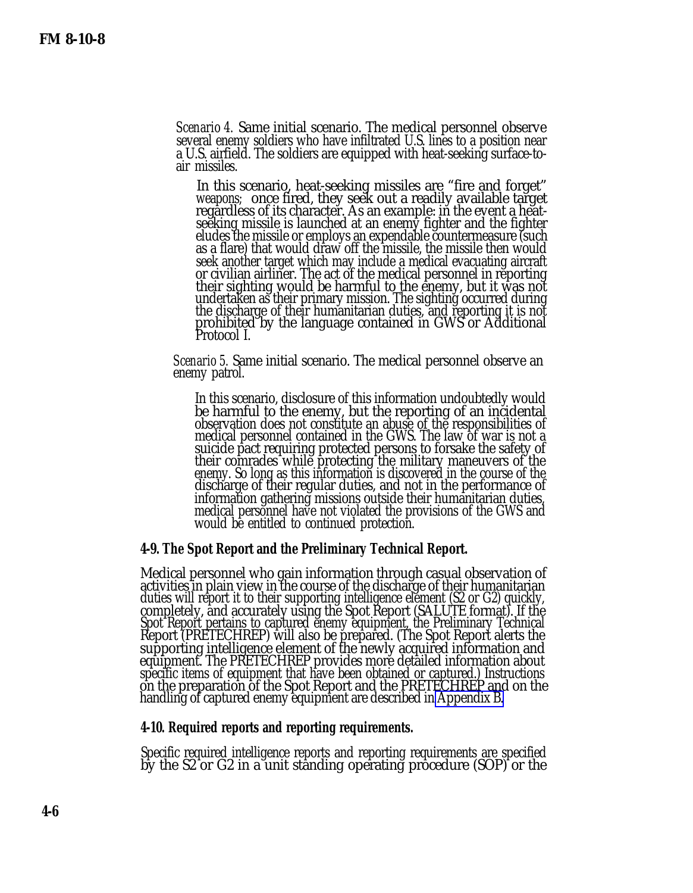*Scenario 4.* Same initial scenario. The medical personnel observe several enemy soldiers who have infiltrated U.S. lines to a position near a U.S. airfield. The soldiers are equipped with heat-seeking surface-to-air missiles.

In this scenario, heat-seeking missiles are "fire and forget" weapons; once fired, they seek out a readily available target regardless of its character. As an example: in the event a heat-seeking missile is launched at an enemy fighter and the fighter eludes the missile or employs an expendable countermeasure (such as a flare) that would draw off the missile, the missile then would seek another target which may include a medical evacuating aircraft or civilian airliner. The act of the medical personnel in reporting their sighting would be harmful to the enemy, but it was not undertaken as their primary mission. The sighting occurred during the discharge of their humanitarian duties, and reporting it is not prohibited by the language contained in GWS or Additional Protocol I.

*Scenario 5.* Same initial scenario. The medical personnel observe an enemy patrol.

In this scenario, disclosure of this information undoubtedly would be harmful to the enemy, but the reporting of an incidental observation does not constitute an abuse of the responsibilities of medical personnel contained in the GWS. The law of war is not a suicide pact requiring protected persons to forsake the safety of their comrades while protecting the military maneuvers of the enemy. So long as this information is discovered in the course of the discharge of their regular duties, and not in the performance of information gathering missions outside their humanitarian duties, medical personnel have not violated the provisions of the GWS and would be entitled to continued protection.

### 4-9. The Spot Report and the Preliminary Technical Report.

Medical personnel who gain information through casual observation of activities in plain view in the course of the discharge of their humanitarian duties will report it to their supporting intelligence element (S2 or G2) quickly, completely, and accurately using the Spot Report (SALUTE format). If the Spot Report pertains to captured enemy equipment, the Preliminary Technical Report (PRETECHREP) will also be prepared. (The Spot Report alerts the supporting intelligence element of the newly acquired information and equipment. The PRETECHREP provides more detailed information about specific items of equipment that have been obtained or captured.) Instructions on the preparation of the Spot Report and the PRETECHREP and on the handling of captured enemy equipment are described in Appendix B.

### 4-10. Required reports and reporting requirements.

Specific required intelligence reports and reporting requirements are specified by the S2 or G2 in a unit standing operating procedure (SOP) or the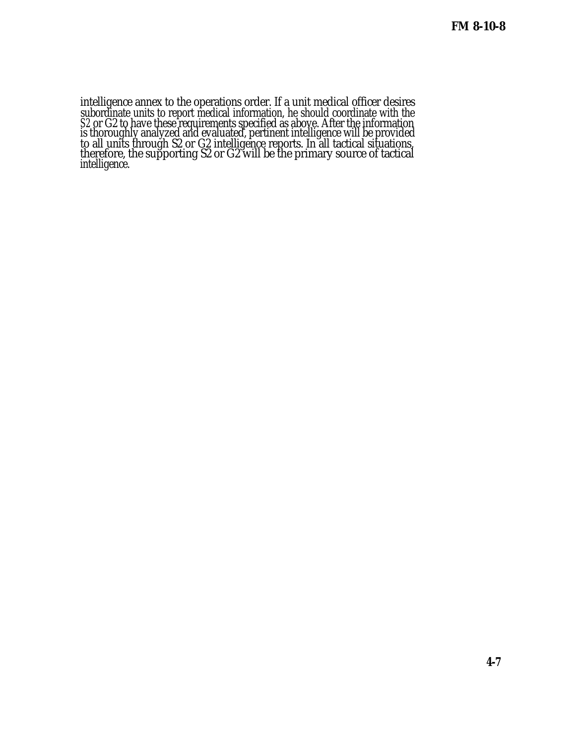intelligence annex to the operations order. If a unit medical officer desires subordinate units to report medical information, he should coordinate with the S2 or G2 to have these requirements specified as above. After the information is thoroughly analyzed and evaluated, pertinent intelligence will be provided to all units through S2 or G2 intelligence reports. In all tactical situations, therefore, the supporting S2 or G2 will be the primary source of tactical intelligence.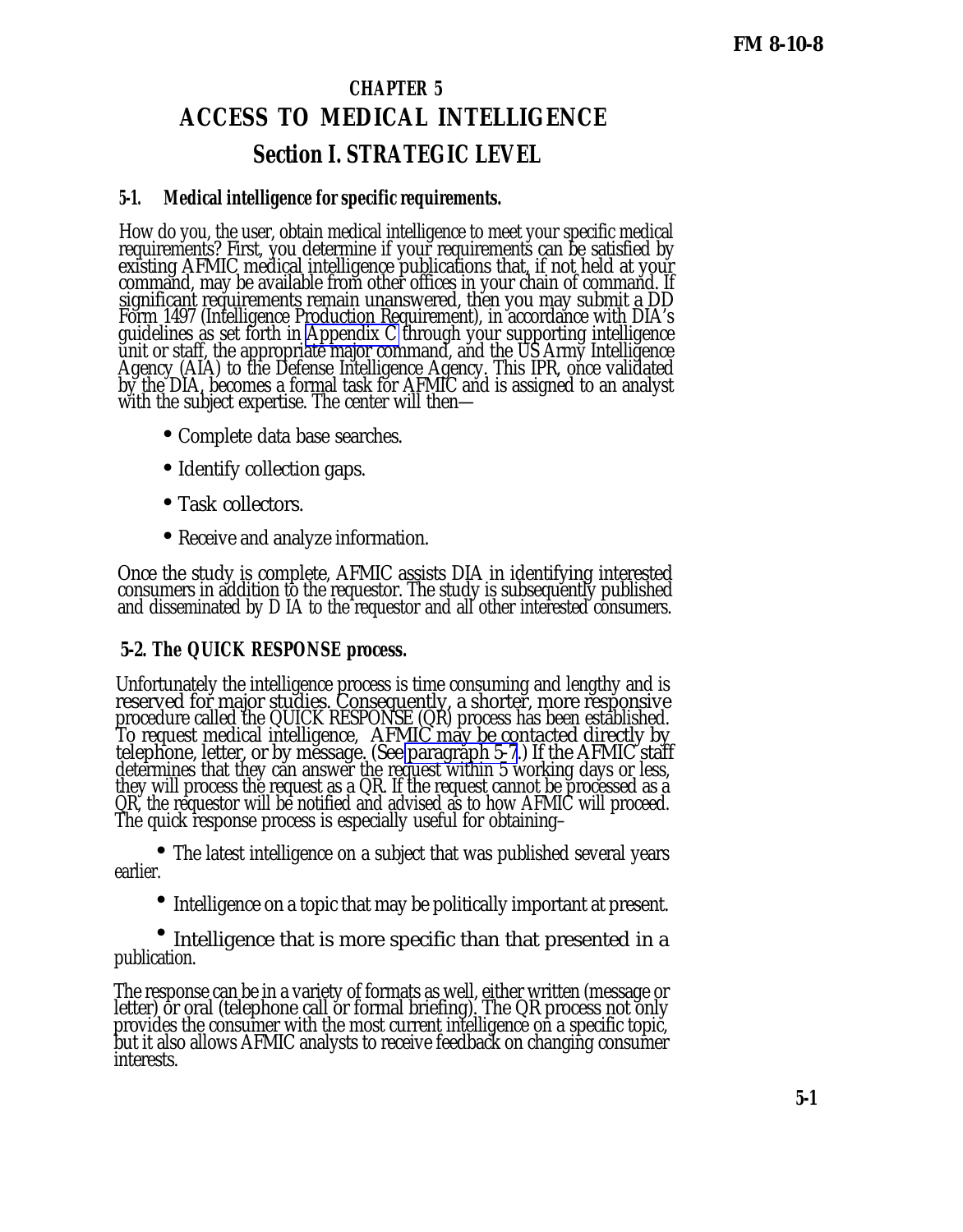# CHAPTER 5

# ACCESS TO MEDICAL INTELLIGENCE

## Section I. STRATEGIC LEVEL

### 5-1. Medical intelligence for specific requirements.

How do you, the user, obtain medical intelligence to meet your specific medical requirements? First, you determine if your requirements can be satisfied by existing AFMIC medical intelligence publications that, if not held at your command, may be available from other offices in your chain of command. If significant requirements remain unanswered, then you may submit a DD Form 1497 (Intelligence Production Requirement), in accordance with DIA's guidelines as set forth in Appendix C through your supporting intelligence unit or staff, the appropriate major command, and the US Army Intelligence Agency (AIA) to the Defense Intelligence Agency. This IPR, once validated by the DIA, becomes a formal task for AFMIC and is assigned to an analyst with the subject expertise. The center will then—

- Complete data base searches.
- Identify collection gaps.
- Task collectors.
- Receive and analyze information.

Once the study is complete, AFMIC assists DIA in identifying interested consumers in addition to the requestor. The study is subsequently published and disseminated by D IA to the requestor and all other interested consumers.

### 5-2. The QUICK RESPONSE process.

Unfortunately the intelligence process is time consuming and lengthy and is reserved for major studies. Consequently, a shorter, more responsive procedure called the QUICK RESPONSE (QR) process has been established. To request medical intelligence, AFMIC may be contacted directly by telephone, letter, or by message. (See paragraph 5-7.) If the AFMIC staff determines that they can answer the request within 5 working days or less, they will process the request as a QR. If the request cannot be processed as a QR, the requestor will be notified and advised as to how AFMIC will proceed. The quick response process is especially useful for obtaining–

- The latest intelligence on a subject that was published several years earlier.
- Intelligence on a topic that may be politically important at present.
- Intelligence that is more specific than that presented in a publication.

The response can be in a variety of formats as well, either written (message or letter) or oral (telephone call or formal briefing). The QR process not only provides the consumer with the most current intelligence on a specific topic, but it also allows AFMIC analysts to receive feedback on changing consumer interests.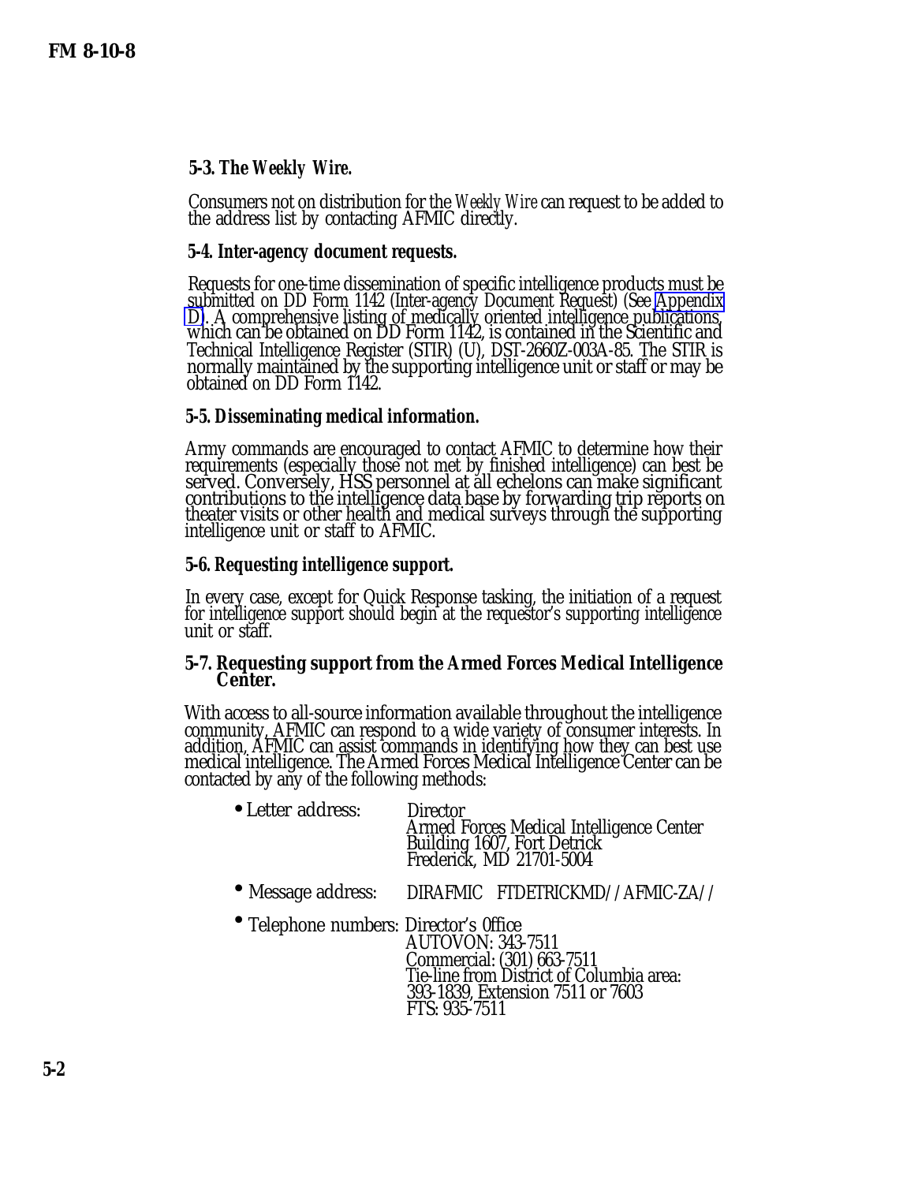**5-3. The Weekly Wire.**

Consumers not on distribution for the *Weekly Wire* can request to be added to the address list by contacting AFMIC directly.

**5-4. Inter-agency document requests.**

Requests for one-time dissemination of specific intelligence products must be submitted on DD Form 1142 (Inter-agency Document Request) (See Appendix D). A comprehensive listing of medically oriented intelligence publications, which can be obtained on DD Form 1142, is contained in the Scientific and Technical Intelligence Register (STIR) (U), DST-2660Z-003A-85. The STIR is normally maintained by the supporting intelligence unit or staff or may be obtained on DD Form 1142.

**5-5. Disseminating medical information.**

Army commands are encouraged to contact AFMIC to determine how their requirements (especially those not met by finished intelligence) can best be served. Conversely, HSS personnel at all echelons can make significant contributions to the intelligence data base by forwarding trip reports on theater visits or other health and medical surveys through the supporting intelligence unit or staff to AFMIC.

**5-6. Requesting intelligence support.**

In every case, except for Quick Response tasking, the initiation of a request for intelligence support should begin at the requestor's supporting intelligence unit or staff.

**5-7. Requesting support from the Armed Forces Medical Intelligence Center.**

With access to all-source information available throughout the intelligence community, AFMIC can respond to a wide variety of consumer interests. In addition, AFMIC can assist commands in identifying how they can best use medical intelligence. The Armed Forces Medical Intelligence Center can be contacted by any of the following methods:

- Letter address: Director
  Armed Forces Medical Intelligence Center
  Building 1607, Fort Detrick
  Frederick, MD 21701-5004
- Message address: DIRAFMIC FTDETRICKMD//AFMIC-ZA//
- Telephone numbers: Director's 0ffice
  AUTOVON: 343-7511
  Commercial: (301) 663-7511
  Tie-line from District of Columbia area: 393-1839, Extension 7511 or 7603
  FTS: 935-7511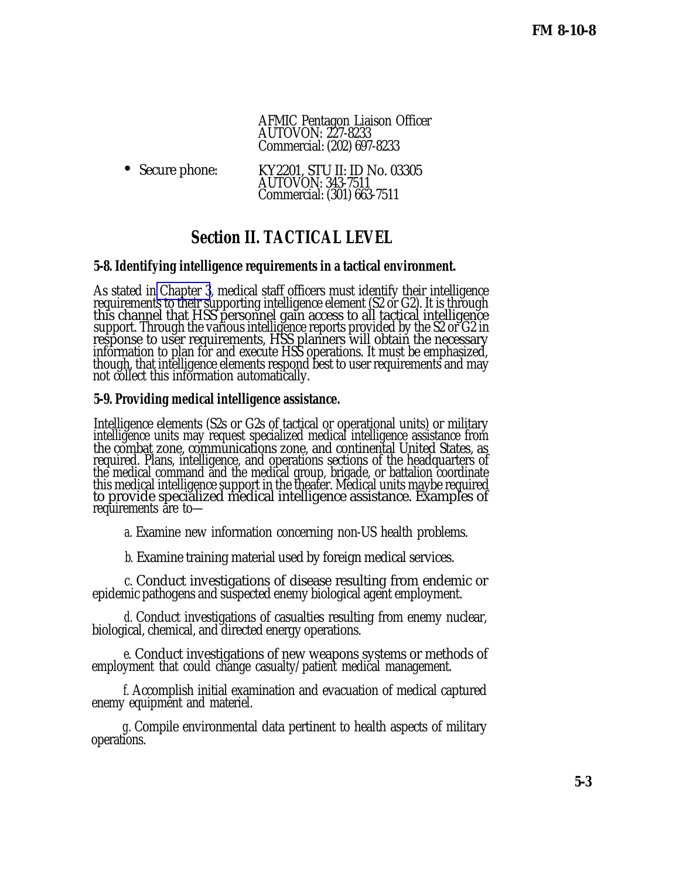AFMIC Pentagon Liaison Officer
AUTOVON: 227-8233
Commercial: (202) 697-8233

- Secure phone: KY2201, STU II: ID No. 03305
  AUTOVON: 343-7511
  Commercial: (301) 663-7511

## Section II. *TACTICAL LEVEL*

### 5-8. Identifying intelligence requirements in a tactical environment.

As stated in Chapter 3, medical staff officers must identify their intelligence requirements to their supporting intelligence element (S2 or G2). It is through this channel that HSS personnel gain access to all tactical intelligence support. Through the various intelligence reports provided by the S2 or G2 in response to user requirements, HSS planners will obtain the necessary information to plan for and execute HSS operations. It must be emphasized, though, that intelligence elements respond best to user requirements and may not collect this information automatically.

### 5-9. Providing medical intelligence assistance.

Intelligence elements (S2s or G2s of tactical or operational units) or military intelligence units may request specialized medical intelligence assistance from the combat zone, communications zone, and continental United States, as required. Plans, intelligence, and operations sections of the headquarters of the medical command and the medical group, brigade, or battalion coordinate this medical intelligence support in the theater. Medical units maybe required to provide specialized medical intelligence assistance. Examples of requirements are to—

*a.* Examine new information concerning non-US health problems.

*b.* Examine training material used by foreign medical services.

*c.* Conduct investigations of disease resulting from endemic or epidemic pathogens and suspected enemy biological agent employment.

*d.* Conduct investigations of casualties resulting from enemy nuclear, biological, chemical, and directed energy operations.

*e.* Conduct investigations of new weapons systems or methods of employment that could change casualty/patient medical management.

*f.* Accomplish initial examination and evacuation of medical captured enemy equipment and materiel.

*g.* Compile environmental data pertinent to health aspects of military operations.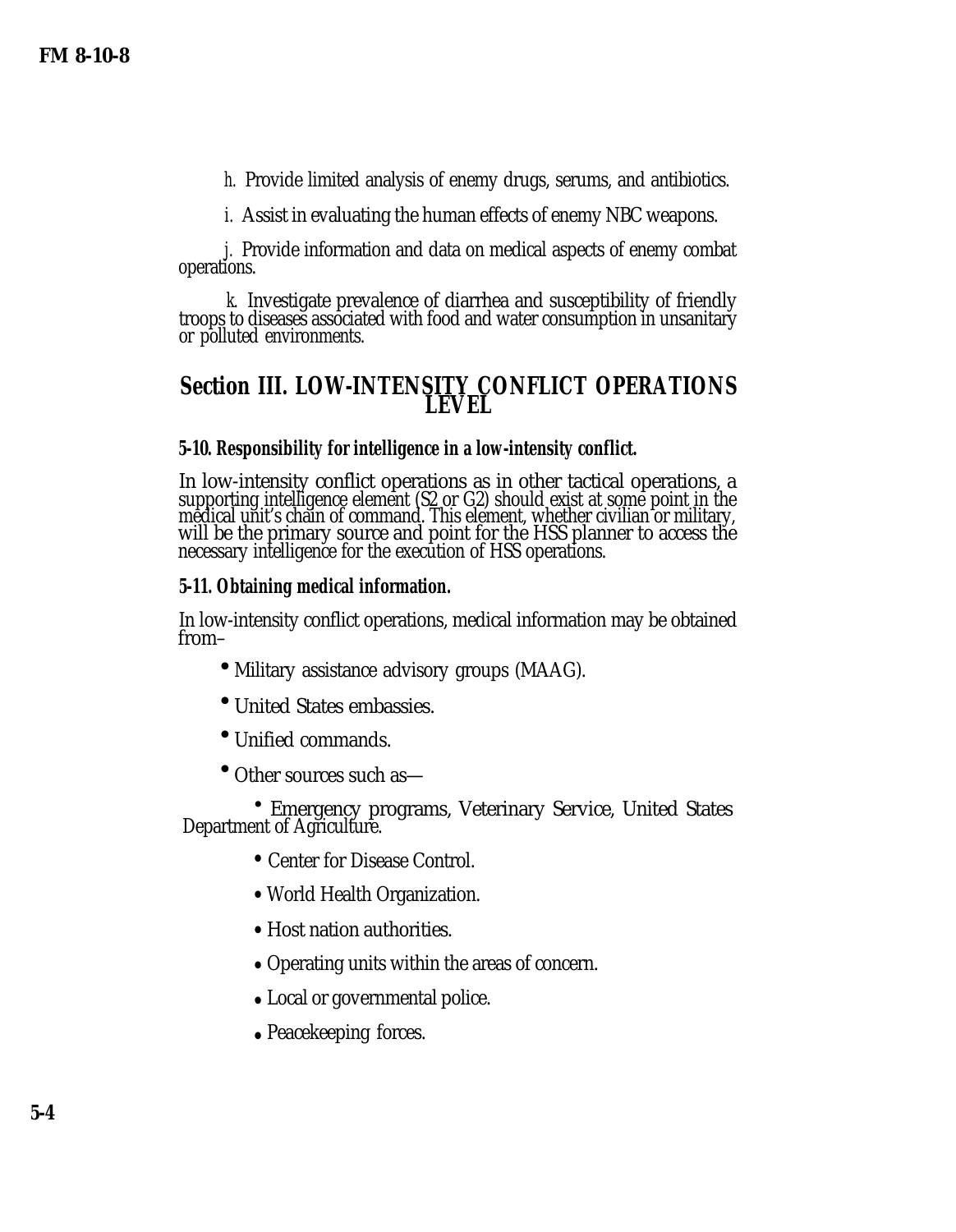h. Provide limited analysis of enemy drugs, serums, and antibiotics.

i. Assist in evaluating the human effects of enemy NBC weapons.

j. Provide information and data on medical aspects of enemy combat operations.

k. Investigate prevalence of diarrhea and susceptibility of friendly troops to diseases associated with food and water consumption in unsanitary or polluted environments.

## Section III. LOW-INTENSITY CONFLICT OPERATIONS LEVEL

### 5-10. Responsibility for intelligence in a low-intensity conflict.

In low-intensity conflict operations as in other tactical operations, a supporting intelligence element (S2 or G2) should exist at some point in the medical unit's chain of command. This element, whether civilian or military, will be the primary source and point for the HSS planner to access the necessary intelligence for the execution of HSS operations.

### 5-11. Obtaining medical information.

In low-intensity conflict operations, medical information may be obtained from–

- Military assistance advisory groups (MAAG).
- United States embassies.
- Unified commands.
- Other sources such as—
    - Emergency programs, Veterinary Service, United States Department of Agriculture.
    - Center for Disease Control.
    - World Health Organization.
    - Host nation authorities.
    - Operating units within the areas of concern.
    - Local or governmental police.
    - Peacekeeping forces.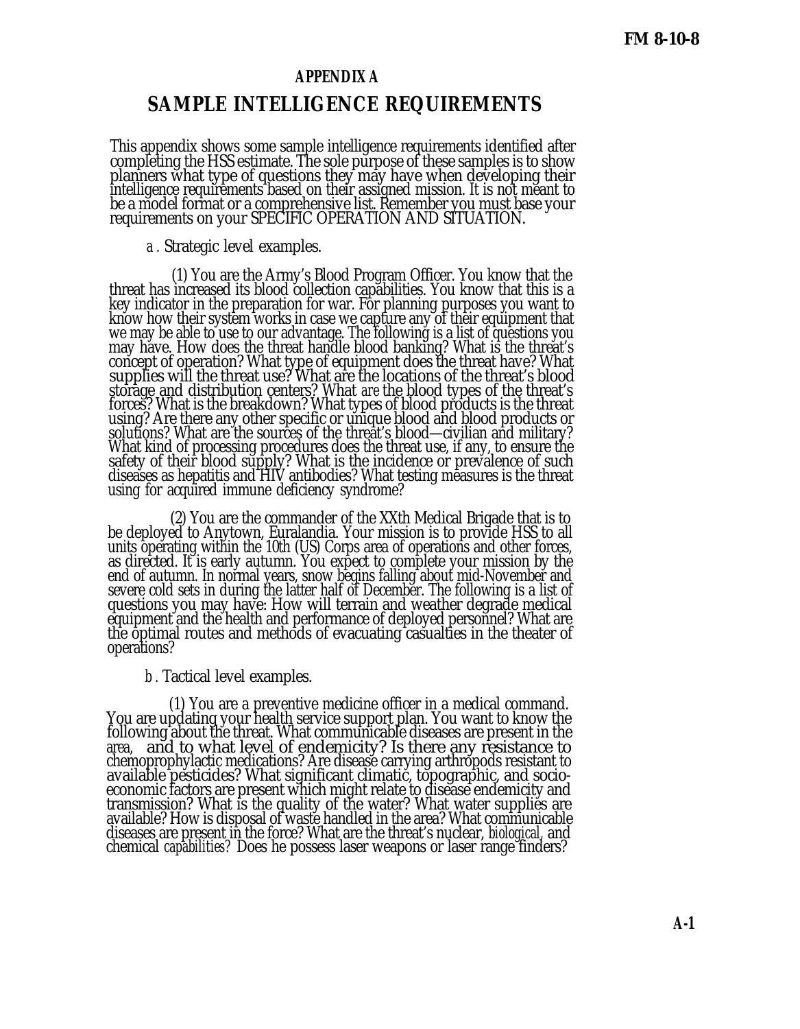# APPENDIX A

## SAMPLE INTELLIGENCE REQUIREMENTS

This appendix shows some sample intelligence requirements identified after completing the HSS estimate. The sole purpose of these samples is to show planners what type of questions they may have when developing their intelligence requirements based on their assigned mission. It is not meant to be a model format or a comprehensive list. Remember you must base your requirements on your SPECIFIC OPERATION AND SITUATION.

*a*. Strategic level examples.

(1) You are the Army's Blood Program Officer. You know that the threat has increased its blood collection capabilities. You know that this is a key indicator in the preparation for war. For planning purposes you want to know how their system works in case we capture any of their equipment that we may be able to use to our advantage. The following is a list of questions you may have. How does the threat handle blood banking? What is the threat's concept of operation? What type of equipment does the threat have? What supplies will the threat use? What are the locations of the threat's blood storage and distribution centers? What *are* the blood types of the threat's forces? What is the breakdown? What types of blood products is the threat using? Are there any other specific or unique blood and blood products or solutions? What are the sources of the threat's blood—civilian and military? What kind of processing procedures does the threat use, if any, to ensure the safety of their blood supply? What is the incidence or prevalence of such diseases as hepatitis and HIV antibodies? What testing measures is the threat using for acquired immune deficiency syndrome?

(2) You are the commander of the XXth Medical Brigade that is to be deployed to Anytown, Euralandia. Your mission is to provide HSS to all units operating within the 10th (US) Corps area of operations and other forces, as directed. It is early autumn. You expect to complete your mission by the end of autumn. In normal years, snow begins falling about mid-November and severe cold sets in during the latter half of December. The following is a list of questions you may have: How will terrain and weather degrade medical equipment and the health and performance of deployed personnel? What are the optimal routes and methods of evacuating casualties in the theater of operations?

*b*. Tactical level examples.

(1) You are a preventive medicine officer in a medical command. You are updating your health service support plan. You want to know the following about the threat. What communicable diseases are present in the area, and to what level of endemicity? Is there any resistance to chemoprophylactic medications? Are disease carrying arthropods resistant to available pesticides? What significant climatic, topographic, and socio-economic factors are present which might relate to disease endemicity and transmission? What is the quality of the water? What water supplies are available? How is disposal of waste handled in the area? What communicable diseases are present in the force? What are the threat's nuclear, *biological*, and chemical *capabilities*? Does he possess laser weapons or laser range finders?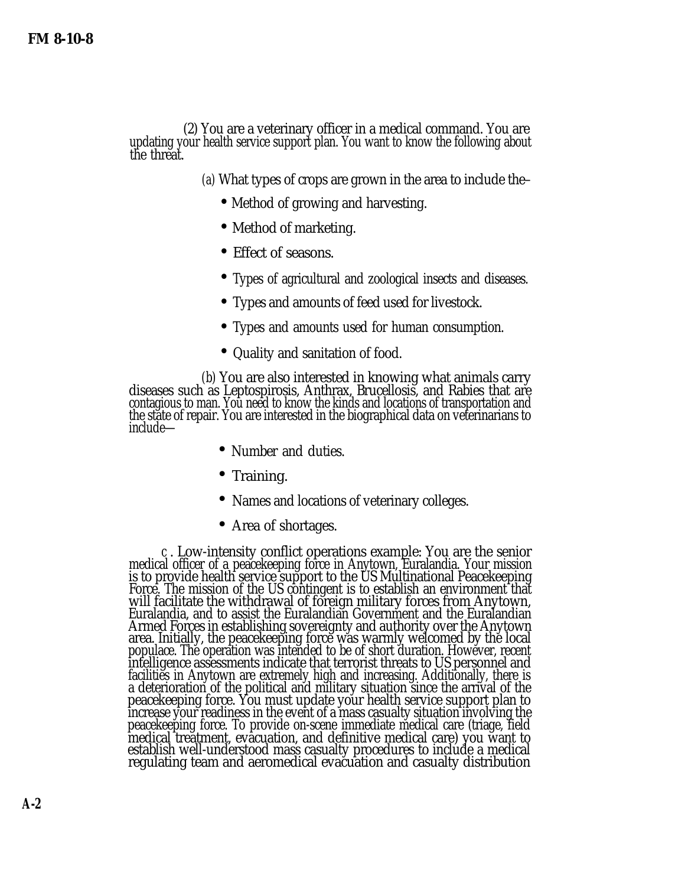(2) You are a veterinary officer in a medical command. You are updating your health service support plan. You want to know the following about the threat.

(a) What types of crops are grown in the area to include the–

- Method of growing and harvesting.
- Method of marketing.
- Effect of seasons.
- Types of agricultural and zoological insects and diseases.
- Types and amounts of feed used for livestock.
- Types and amounts used for human consumption.
- Quality and sanitation of food.

(b) You are also interested in knowing what animals carry diseases such as Leptospirosis, Anthrax, Brucellosis, and Rabies that are contagious to man. You need to know the kinds and locations of transportation and the state of repair. You are interested in the biographical data on veterinarians to include—

- Number and duties.
- Training.
- Names and locations of veterinary colleges.
- Area of shortages.

c. Low-intensity conflict operations example: You are the senior medical officer of a peacekeeping force in Anytown, Euralandia. Your mission is to provide health service support to the US Multinational Peacekeeping Force. The mission of the US contingent is to establish an environment that will facilitate the withdrawal of foreign military forces from Anytown, Euralandia, and to assist the Euralandian Government and the Euralandian Armed Forces in establishing sovereignty and authority over the Anytown area. Initially, the peacekeeping force was warmly welcomed by the local populace. The operation was intended to be of short duration. However, recent intelligence assessments indicate that terrorist threats to US personnel and facilities in Anytown are extremely high and increasing. Additionally, there is a deterioration of the political and military situation since the arrival of the peacekeeping force. You must update your health service support plan to increase your readiness in the event of a mass casualty situation involving the peacekeeping force. To provide on-scene immediate medical care (triage, field medical treatment, evacuation, and definitive medical care) you want to establish well-understood mass casualty procedures to include a medical regulating team and aeromedical evacuation and casualty distribution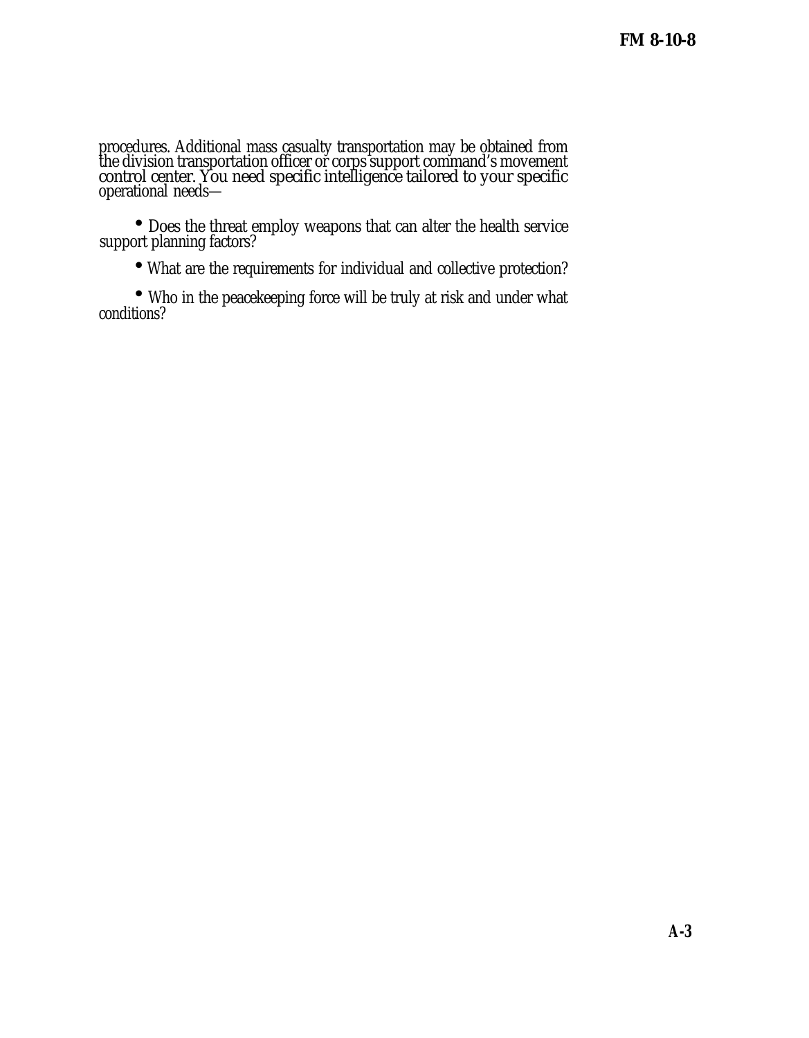procedures. Additional mass casualty transportation may be obtained from the division transportation officer or corps support command's movement control center. You need specific intelligence tailored to your specific operational needs—

- Does the threat employ weapons that can alter the health service support planning factors?

- What are the requirements for individual and collective protection?

- Who in the peacekeeping force will be truly at risk and under what conditions?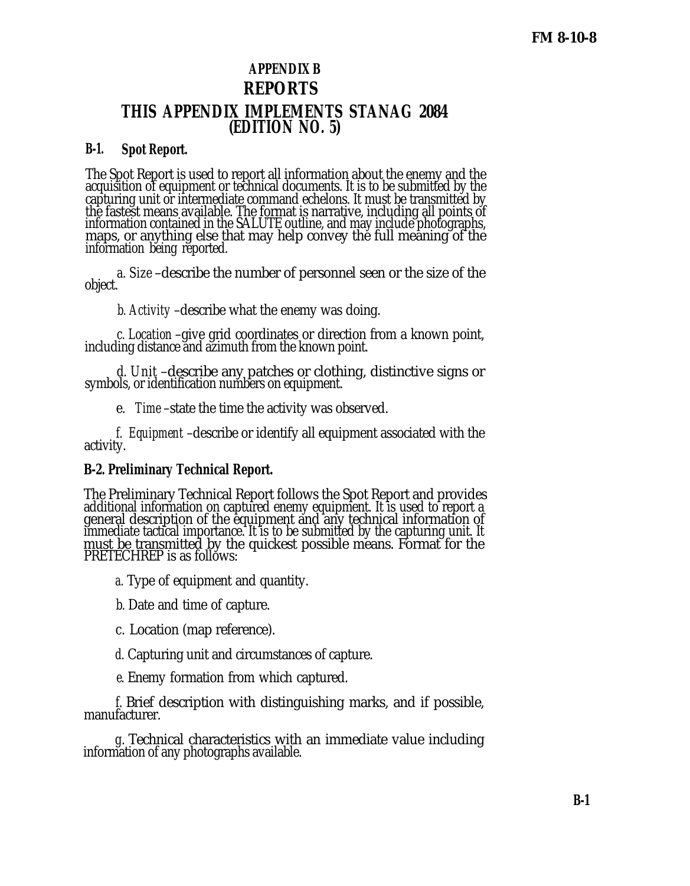# APPENDIX B

# REPORTS

## THIS APPENDIX IMPLEMENTS STANAG 2084 (EDITION NO. 5)

### B-1. Spot Report.

The Spot Report is used to report all information about the enemy and the acquisition of equipment or technical documents. It is to be submitted by the capturing unit or intermediate command echelons. It must be transmitted by the fastest means available. The format is narrative, including all points of information contained in the SALUTE outline, and may include photographs, maps, or anything else that may help convey the full meaning of the information being reported.

*a. Size* –describe the number of personnel seen or the size of the object.

*b. Activity* –describe what the enemy was doing.

*c. Location* –give grid coordinates or direction from a known point, including distance and azimuth from the known point.

*d. Unit* –describe any patches or clothing, distinctive signs or symbols, or identification numbers on equipment.

e. *Time* –state the time the activity was observed.

*f. Equipment* –describe or identify all equipment associated with the activity.

### B-2. Preliminary Technical Report.

The Preliminary Technical Report follows the Spot Report and provides additional information on captured enemy equipment. It is used to report a general description of the equipment and any technical information of immediate tactical importance. It is to be submitted by the capturing unit. It must be transmitted by the quickest possible means. Format for the PRETECHREP is as follows:

*a.* Type of equipment and quantity.

*b.* Date and time of capture.

c. Location (map reference).

*d.* Capturing unit and circumstances of capture.

*e.* Enemy formation from which captured.

*f.* Brief description with distinguishing marks, and if possible, manufacturer.

*g.* Technical characteristics with an immediate value including information of any photographs available.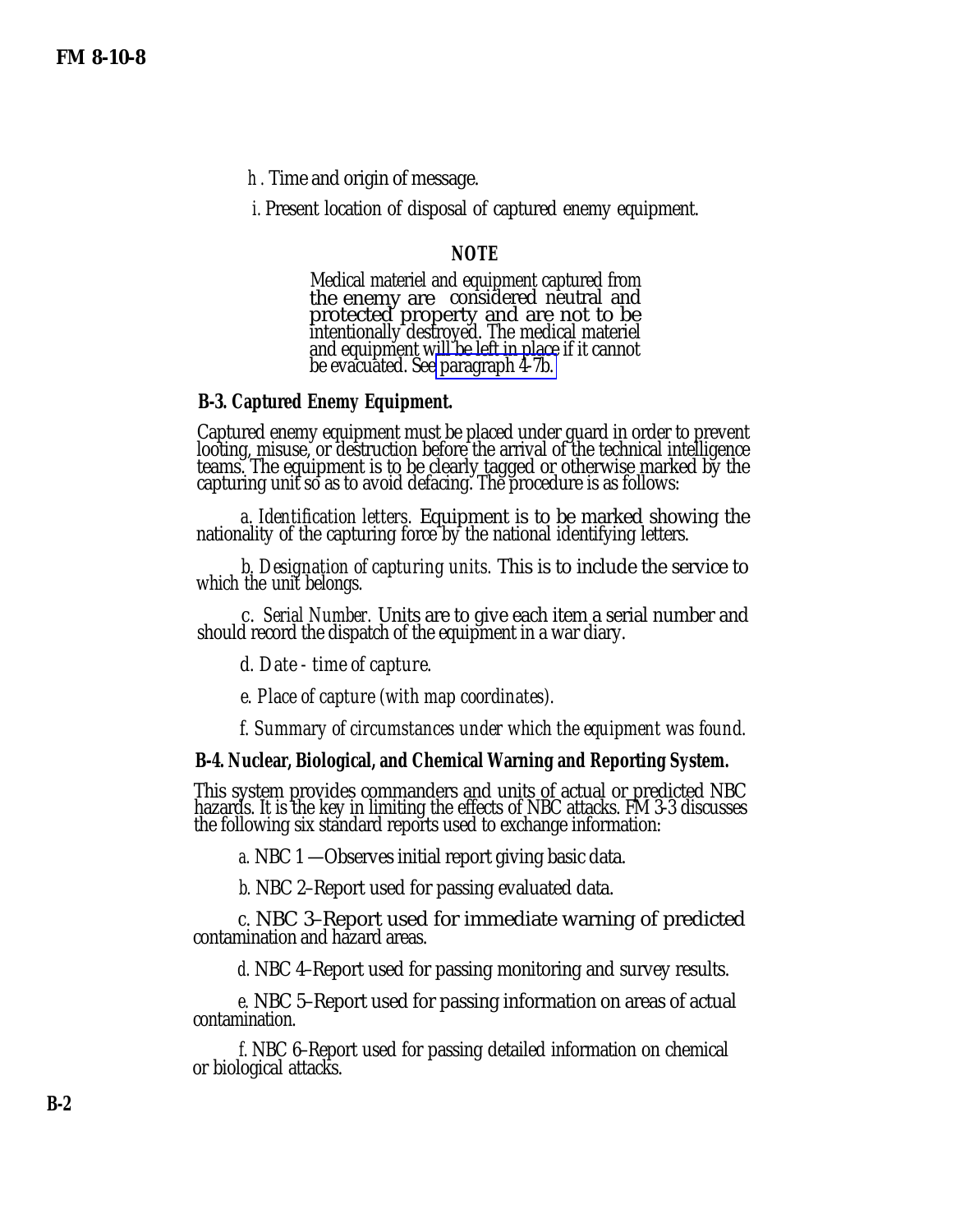*h*. Time and origin of message.

*i*. Present location of disposal of captured enemy equipment.

**NOTE**

Medical materiel and equipment captured from the enemy are considered neutral and protected property and are not to be intentionally destroyed. The medical materiel and equipment will be left in place if it cannot be evacuated. See paragraph 4-7b.

## B-3. Captured Enemy Equipment.

Captured enemy equipment must be placed under guard in order to prevent looting, misuse, or destruction before the arrival of the technical intelligence teams. The equipment is to be clearly tagged or otherwise marked by the capturing unit so as to avoid defacing. The procedure is as follows:

*a. Identification letters.* Equipment is to be marked showing the nationality of the capturing force by the national identifying letters.

*b. Designation of capturing units.* This is to include the service to which the unit belongs.

*c. Serial Number.* Units are to give each item a serial number and should record the dispatch of the equipment in a war diary.

*d. Date - time of capture.*

*e. Place of capture (with map coordinates).*

*f. Summary of circumstances under which the equipment was found.*

## B-4. Nuclear, Biological, and Chemical Warning and Reporting System.

This system provides commanders and units of actual or predicted NBC hazards. It is the key in limiting the effects of NBC attacks. FM 3-3 discusses the following six standard reports used to exchange information:

*a.* NBC 1 —Observes initial report giving basic data.

*b.* NBC 2–Report used for passing evaluated data.

*c.* NBC 3–Report used for immediate warning of predicted contamination and hazard areas.

*d.* NBC 4–Report used for passing monitoring and survey results.

*e.* NBC 5–Report used for passing information on areas of actual contamination.

*f.* NBC 6–Report used for passing detailed information on chemical or biological attacks.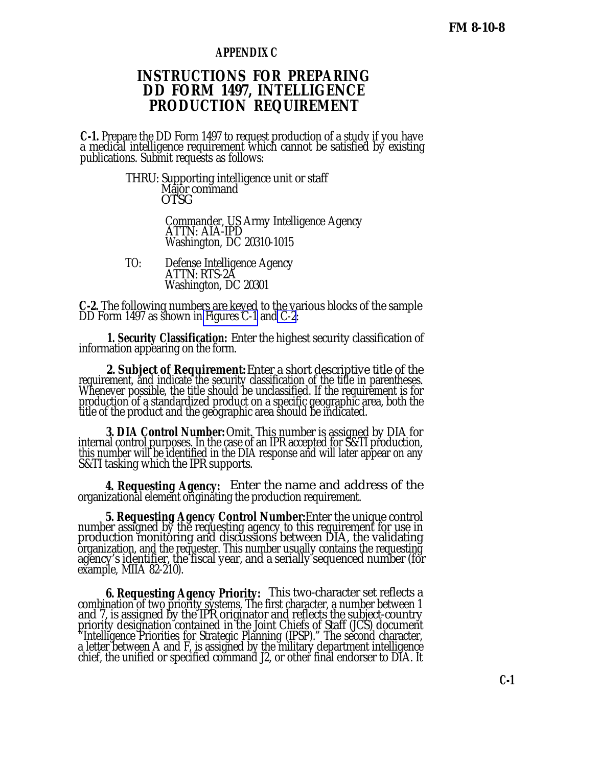## APPENDIX C

# INSTRUCTIONS FOR PREPARING DD FORM 1497, INTELLIGENCE PRODUCTION REQUIREMENT

**C-1.** Prepare the DD Form 1497 to request production of a study if you have a medical intelligence requirement which cannot be satisfied by existing publications. Submit requests as follows:

THRU: Supporting intelligence unit or staff
Major command
OTSG

Commander, US Army Intelligence Agency
ATTN: AIA-IPD
Washington, DC 20310-1015

TO: Defense Intelligence Agency
ATTN: RTS-2A
Washington, DC 20301

**C-2.** The following numbers are keyed to the various blocks of the sample DD Form 1497 as shown in Figures C-1 and C-2:

**1. Security Classification:** Enter the highest security classification of information appearing on the form.

**2. Subject of Requirement:** Enter a short descriptive title of the requirement, and indicate the security classification of the title in parentheses. Whenever possible, the title should be unclassified. If the requirement is for production of a standardized product on a specific geographic area, both the title of the product and the geographic area should be indicated.

**3. DIA Control Number:** Omit. This number is assigned by DIA for internal control purposes. In the case of an IPR accepted for S&TI production, this number will be identified in the DIA response and will later appear on any S&TI tasking which the IPR supports.

**4. Requesting Agency:** Enter the name and address of the organizational element originating the production requirement.

**5. Requesting Agency Control Number:** Enter the unique control number assigned by the requesting agency to this requirement for use in production monitoring and discussions between DIA, the validating organization, and the requester. This number usually contains the requesting agency's identifier, the fiscal year, and a serially sequenced number (for example, MIIA 82-210).

**6. Requesting Agency Priority:** This two-character set reflects a combination of two priority systems. The first character, a number between 1 and 7, is assigned by the IPR originator and reflects the subject-country priority designation contained in the Joint Chiefs of Staff (JCS) document "Intelligence Priorities for Strategic Planning (IPSP)." The second character, a letter between A and F, is assigned by the military department intelligence chief, the unified or specified command J2, or other final endorser to DIA. It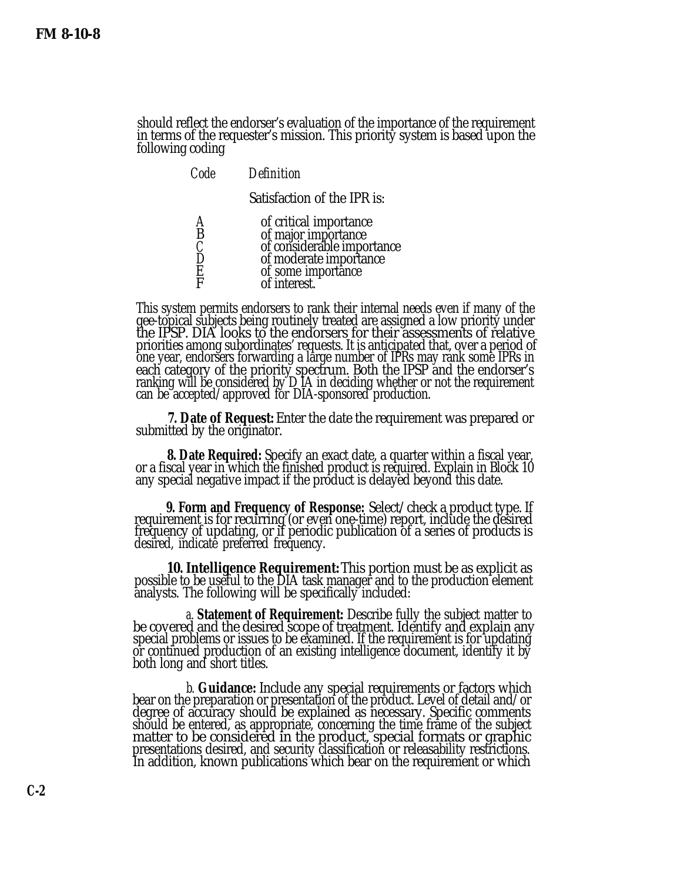should reflect the endorser's evaluation of the importance of the requirement in terms of the requester's mission. This priority system is based upon the following coding

| *Code* | *Definition* |
|---|---|
| | Satisfaction of the IPR is: |
| A | of critical importance |
| B | of major importance |
| C | of considerable importance |
| D | of moderate importance |
| E | of some importance |
| F | of interest. |

This system permits endorsers to rank their internal needs even if many of the gee-topical subjects being routinely treated are assigned a low priority under the IPSP. DIA looks to the endorsers for their assessments of relative priorities among subordinates' requests. It is anticipated that, over a period of one year, endorsers forwarding a large number of IPRs may rank some IPRs in each category of the priority spectrum. Both the IPSP and the endorser's ranking will be considered by D IA in deciding whether or not the requirement can be accepted/approved for DIA-sponsored production.

**7. Date of Request:** Enter the date the requirement was prepared or submitted by the originator.

**8. Date Required:** Specify an exact date, a quarter within a fiscal year, or a fiscal year in which the finished product is required. Explain in Block 10 any special negative impact if the product is delayed beyond this date.

**9. Form and Frequency of Response:** Select/check a product type. If requirement is for recurring (or even one-time) report, include the desired frequency of updating, or if periodic publication of a series of products is desired, indicate preferred frequency.

**10. Intelligence Requirement:** This portion must be as explicit as possible to be useful to the DIA task manager and to the production element analysts. The following will be specifically included:

a. **Statement of Requirement:** Describe fully the subject matter to be covered and the desired scope of treatment. Identify and explain any special problems or issues to be examined. If the requirement is for updating or continued production of an existing intelligence document, identify it by both long and short titles.

b. **Guidance:** Include any special requirements or factors which bear on the preparation or presentation of the product. Level of detail and/or degree of accuracy should be explained as necessary. Specific comments should be entered, as appropriate, concerning the time frame of the subject matter to be considered in the product, special formats or graphic presentations desired, and security classification or releasability restrictions. In addition, known publications which bear on the requirement or which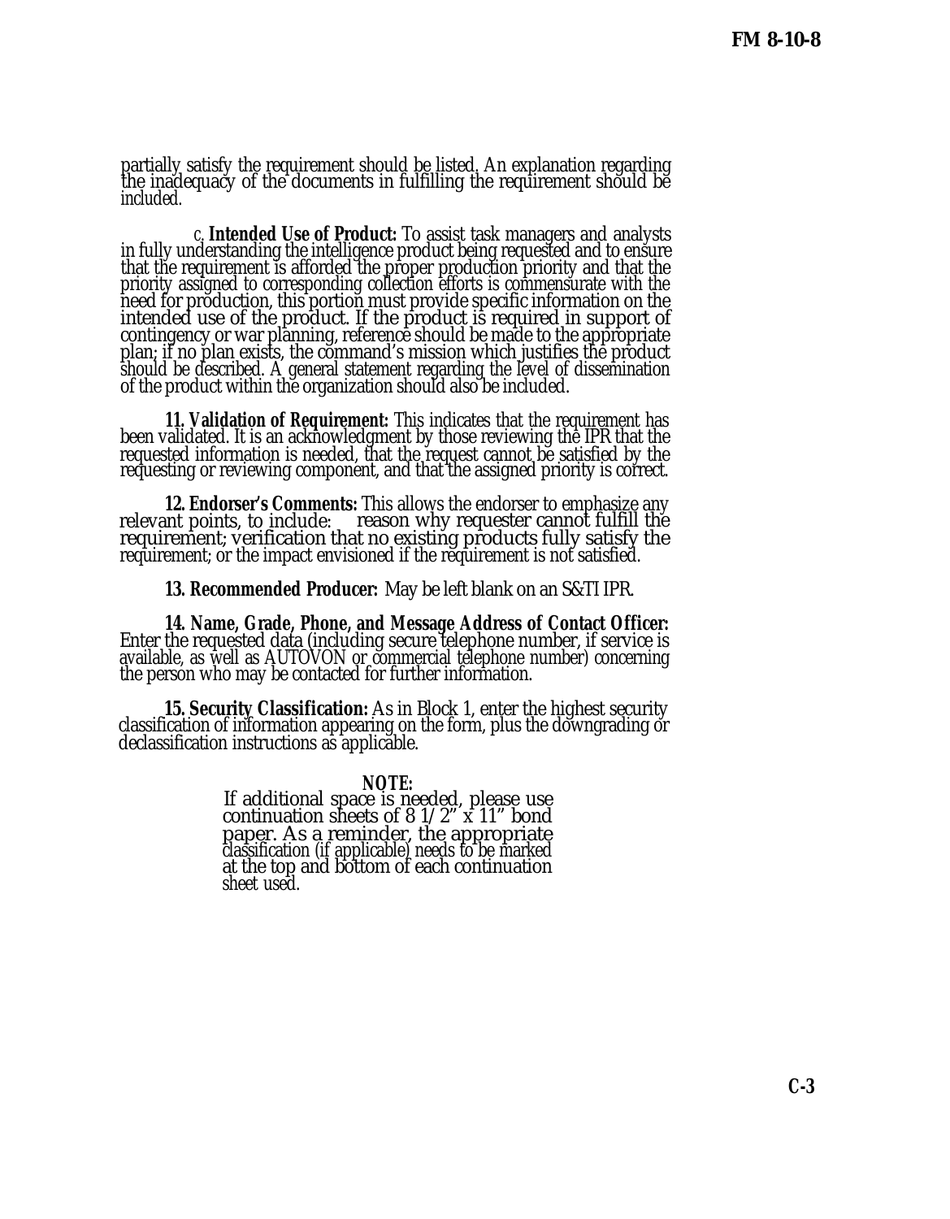partially satisfy the requirement should be listed. An explanation regarding the inadequacy of the documents in fulfilling the requirement should be included.

c. **Intended Use of Product:** To assist task managers and analysts in fully understanding the intelligence product being requested and to ensure that the requirement is afforded the proper production priority and that the priority assigned to corresponding collection efforts is commensurate with the need for production, this portion must provide specific information on the intended use of the product. If the product is required in support of contingency or war planning, reference should be made to the appropriate plan; if no plan exists, the command's mission which justifies the product should be described. A general statement regarding the level of dissemination of the product within the organization should also be included.

**11. Validation of Requirement:** This indicates that the requirement has been validated. It is an acknowledgment by those reviewing the IPR that the requested information is needed, that the request cannot be satisfied by the requesting or reviewing component, and that the assigned priority is correct.

**12. Endorser's Comments:** This allows the endorser to emphasize any relevant points, to include: reason why requester cannot fulfill the requirement; verification that no existing products fully satisfy the requirement; or the impact envisioned if the requirement is not satisfied.

**13. Recommended Producer:** May be left blank on an S&TI IPR.

**14. Name, Grade, Phone, and Message Address of Contact Officer:** Enter the requested data (including secure telephone number, if service is available, as well as AUTOVON or commercial telephone number) concerning the person who may be contacted for further information.

**15. Security Classification:** As in Block 1, enter the highest security classification of information appearing on the form, plus the downgrading or declassification instructions as applicable.

**NOTE:**
If additional space is needed, please use continuation sheets of 8 1/2" x 11" bond paper. As a reminder, the appropriate classification (if applicable) needs to be marked at the top and bottom of each continuation sheet used.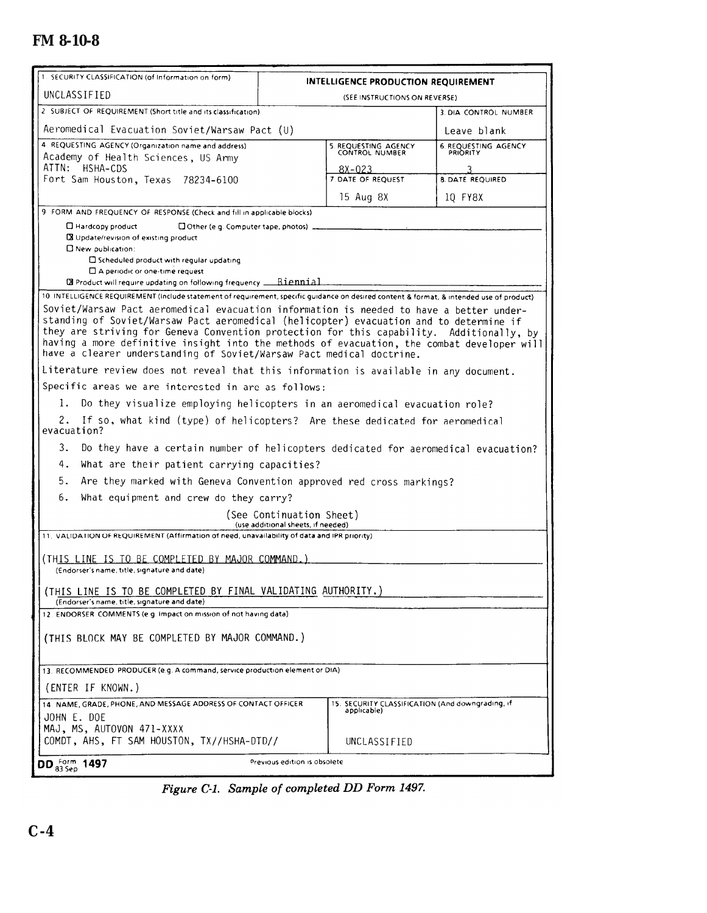| 1. SECURITY CLASSIFICATION (of information on form) | INTELLIGENCE PRODUCTION REQUIREMENT (SEE INSTRUCTIONS ON REVERSE) | |
|---|---|---|
| UNCLASSIFIED | | |
| 2. SUBJECT OF REQUIREMENT (Short title and its classification) | | 3. DIA CONTROL NUMBER |
| Aeromedical Evacuation Soviet/Warsaw Pact (U) | | Leave blank |
| 4. REQUESTING AGENCY (Organization name and address) | 5. REQUESTING AGENCY CONTROL NUMBER | 6. REQUESTING AGENCY PRIORITY |
| Academy of Health Sciences, US Army ATTN: HSHA-CDS Fort Sam Houston, Texas 78234-6100 | 8X-023 | 3 |
| | 7. DATE OF REQUEST | 8. DATE REQUIRED |
| | 15 Aug 8X | 1Q FY8X |

**9. FORM AND FREQUENCY OF RESPONSE** (Check and fill in applicable blocks)

- ☐ Hardcopy product ☐ Other (e.g. Computer tape, photos) ____
- ☒ Update/revision of existing product
- ☐ New publication:
  - ☐ Scheduled product with regular updating
  - ☐ A periodic or one-time request
- ☒ Product will require updating on following frequency: Biennial

**10. INTELLIGENCE REQUIREMENT** (Include statement of requirement, specific guidance on desired content & format, & intended use of product)

Soviet/Warsaw Pact aeromedical evacuation information is needed to have a better understanding of Soviet/Warsaw Pact aeromedical (helicopter) evacuation and to determine if they are striving for Geneva Convention protection for this capability. Additionally, by having a more definitive insight into the methods of evacuation, the combat developer will have a clearer understanding of Soviet/Warsaw Pact medical doctrine.

Literature review does not reveal that this information is available in any document.

Specific areas we are interested in are as follows:

1. Do they visualize employing helicopters in an aeromedical evacuation role?
2. If so, what kind (type) of helicopters? Are these dedicated for aeromedical evacuation?
3. Do they have a certain number of helicopters dedicated for aeromedical evacuation?
4. What are their patient carrying capacities?
5. Are they marked with Geneva Convention approved red cross markings?
6. What equipment and crew do they carry?

(See Continuation Sheet)
(use additional sheets, if needed)

**11. VALIDATION OF REQUIREMENT** (Affirmation of need, unavailability of data and IPR priority)

(THIS LINE IS TO BE COMPLETED BY MAJOR COMMAND.)
(Endorser's name, title, signature and date)

(THIS LINE IS TO BE COMPLETED BY FINAL VALIDATING AUTHORITY.)
(Endorser's name, title, signature and date)

**12. ENDORSER COMMENTS** (e.g. impact on mission of not having data)

(THIS BLOCK MAY BE COMPLETED BY MAJOR COMMAND.)

**13. RECOMMENDED PRODUCER** (e.g. A command, service production element or DIA)

(ENTER IF KNOWN.)

| 14. NAME, GRADE, PHONE, AND MESSAGE ADDRESS OF CONTACT OFFICER | 15. SECURITY CLASSIFICATION (And downgrading, if applicable) |
|---|---|
| JOHN E. DOE MAJ, MS, AUTOVON 471-XXXX COMDT, AHS, FT SAM HOUSTON, TX//HSHA-DTD// | UNCLASSIFIED |

DD Form 1497, 83 Sep — Previous edition is obsolete

*Figure C-1. Sample of completed DD Form 1497.*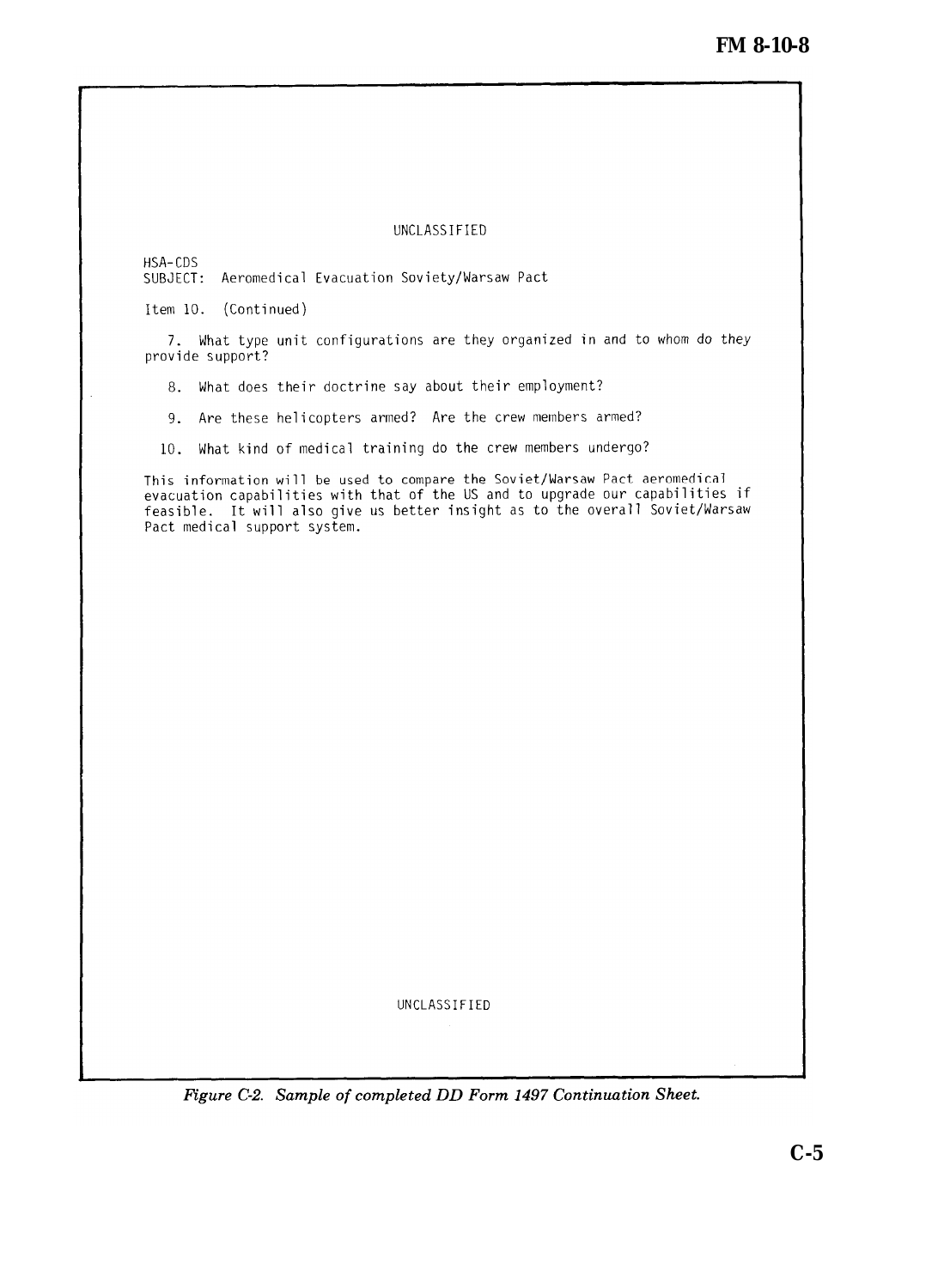UNCLASSIFIED

HSA-CDS
SUBJECT: Aeromedical Evacuation Soviety/Warsaw Pact

Item 10. (Continued)

7. What type unit configurations are they organized in and to whom do they provide support?

8. What does their doctrine say about their employment?

9. Are these helicopters armed? Are the crew members armed?

10. What kind of medical training do the crew members undergo?

This information will be used to compare the Soviet/Warsaw Pact aeromedical evacuation capabilities with that of the US and to upgrade our capabilities if feasible. It will also give us better insight as to the overall Soviet/Warsaw Pact medical support system.

UNCLASSIFIED

*Figure C-2. Sample of completed DD Form 1497 Continuation Sheet.*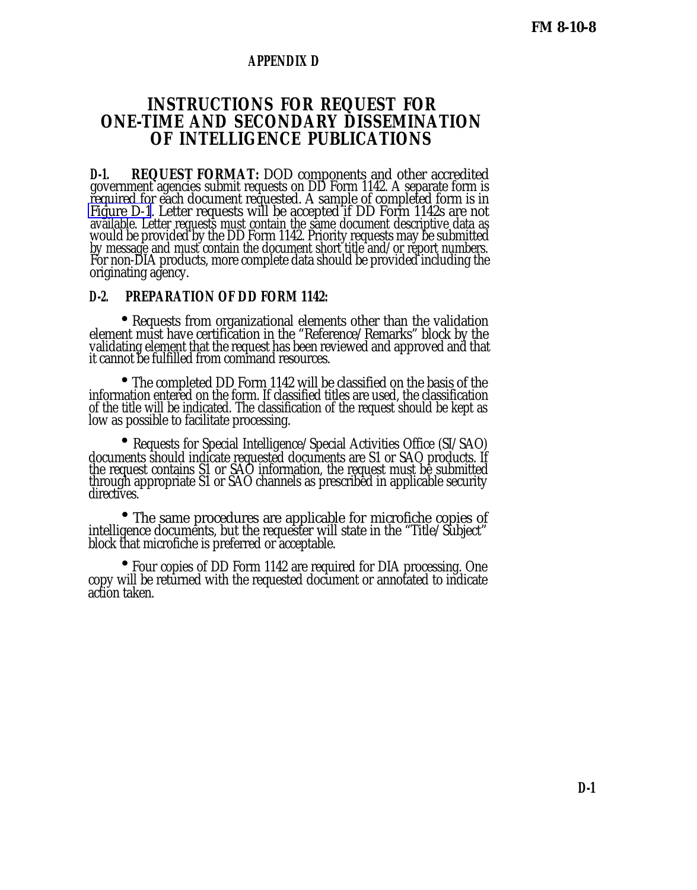# APPENDIX D

## INSTRUCTIONS FOR REQUEST FOR ONE-TIME AND SECONDARY DISSEMINATION OF INTELLIGENCE PUBLICATIONS

**D-1. REQUEST FORMAT:** DOD components and other accredited government agencies submit requests on DD Form 1142. A separate form is required for each document requested. A sample of completed form is in Figure D-1. Letter requests will be accepted if DD Form 1142s are not available. Letter requests must contain the same document descriptive data as would be provided by the DD Form 1142. Priority requests may be submitted by message and must contain the document short title and/or report numbers. For non-DIA products, more complete data should be provided including the originating agency.

**D-2. PREPARATION OF DD FORM 1142:**

- Requests from organizational elements other than the validation element must have certification in the "Reference/Remarks" block by the validating element that the request has been reviewed and approved and that it cannot be fulfilled from command resources.

- The completed DD Form 1142 will be classified on the basis of the information entered on the form. If classified titles are used, the classification of the title will be indicated. The classification of the request should be kept as low as possible to facilitate processing.

- Requests for Special Intelligence/Special Activities Office (SI/SAO) documents should indicate requested documents are S1 or SAO products. If the request contains S1 or SAO information, the request must be submitted through appropriate S1 or SAO channels as prescribed in applicable security directives.

- The same procedures are applicable for microfiche copies of intelligence documents, but the requester will state in the "Title/Subject" block that microfiche is preferred or acceptable.

- Four copies of DD Form 1142 are required for DIA processing. One copy will be returned with the requested document or annotated to indicate action taken.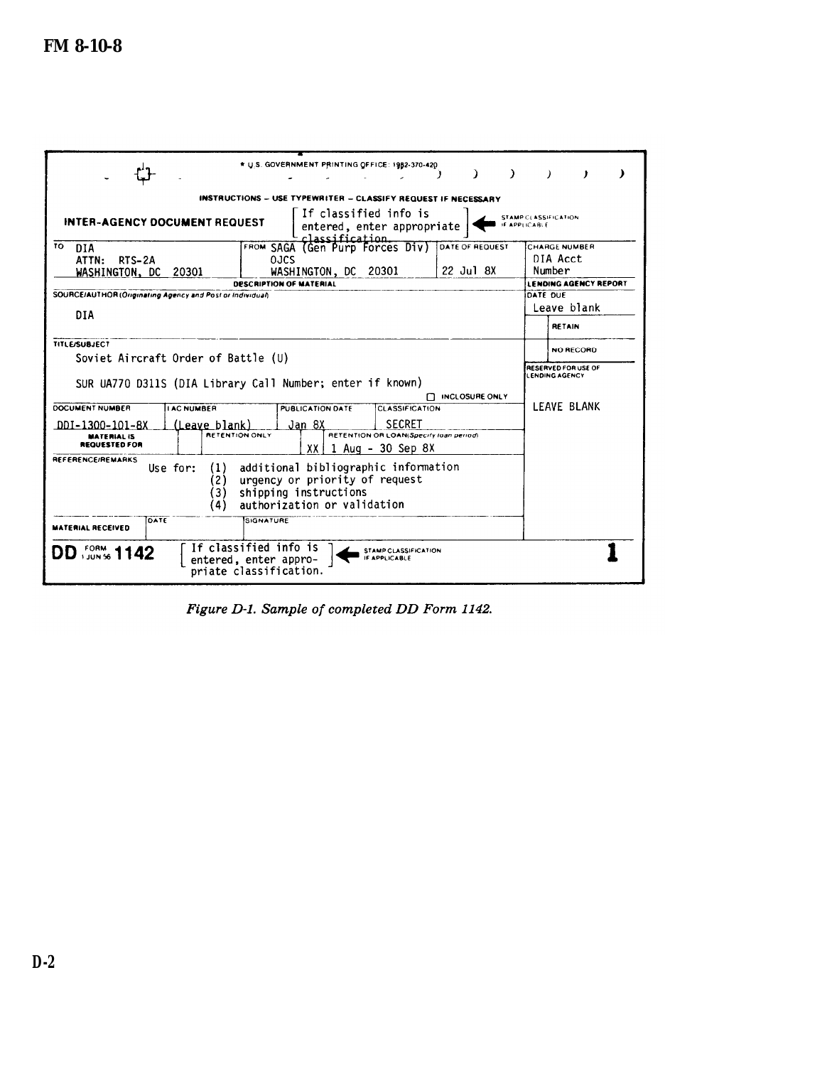* U.S. GOVERNMENT PRINTING OFFICE: 1982-370-420

INSTRUCTIONS – USE TYPEWRITER – CLASSIFY REQUEST IF NECESSARY

**INTER-AGENCY DOCUMENT REQUEST**

[ If classified info is entered, enter appropriate classification. ] ← STAMP CLASSIFICATION IF APPLICABLE

| TO | FROM | DATE OF REQUEST | CHARGE NUMBER |
|---|---|---|---|
| DIA<br>ATTN: RTS-2A<br>WASHINGTON, DC 20301 | SAGA (Gen Purp Forces Div)<br>OJCS<br>WASHINGTON, DC 20301 | 22 Jul 8X | DIA Acct Number |

**DESCRIPTION OF MATERIAL**

SOURCE/AUTHOR (Originating Agency and Post or Individual): DIA

TITLE/SUBJECT: Soviet Aircraft Order of Battle (U)

SUR UA770 D311S (DIA Library Call Number; enter if known)

☐ INCLOSURE ONLY

| DOCUMENT NUMBER | IAC NUMBER | PUBLICATION DATE | CLASSIFICATION |
|---|---|---|---|
| DDI-1300-101-8X | (Leave blank) | Jan 8X | SECRET |

| MATERIAL IS REQUESTED FOR | | RETENTION ONLY | | RETENTION OR LOAN (Specify loan period) |
|---|---|---|---|---|
| | | | XX | 1 Aug - 30 Sep 8X |

REFERENCE/REMARKS

Use for:
(1) additional bibliographic information
(2) urgency or priority of request
(3) shipping instructions
(4) authorization or validation

| MATERIAL RECEIVED | DATE | SIGNATURE |
|---|---|---|
| | | |

**LENDING AGENCY REPORT**

DATE DUE: Leave blank

☐ RETAIN

☐ NO RECORD

RESERVED FOR USE OF LENDING AGENCY: LEAVE BLANK

**DD FORM 1 JUN 56 1142** [ If classified info is entered, enter appropriate classification. ] ← STAMP CLASSIFICATION IF APPLICABLE **1**

*Figure D-1. Sample of completed DD Form 1142.*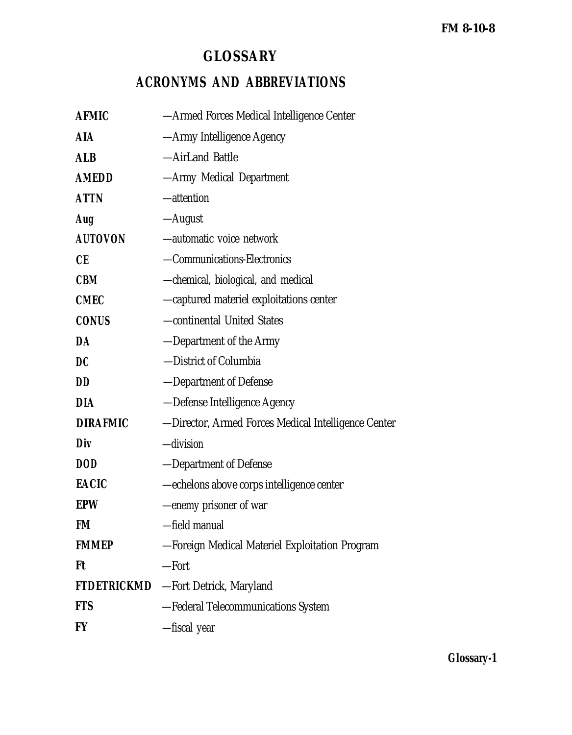# GLOSSARY

## ACRONYMS AND ABBREVIATIONS

**AFMIC** —Armed Forces Medical Intelligence Center

**AIA** —Army Intelligence Agency

**ALB** —AirLand Battle

**AMEDD** —Army Medical Department

**ATTN** —attention

**Aug** —August

**AUTOVON** —automatic voice network

**CE** —Communications-Electronics

**CBM** —chemical, biological, and medical

**CMEC** —captured materiel exploitations center

**CONUS** —continental United States

**DA** —Department of the Army

**DC** —District of Columbia

**DD** —Department of Defense

**DIA** —Defense Intelligence Agency

**DIRAFMIC** —Director, Armed Forces Medical Intelligence Center

**Div** —division

**DOD** —Department of Defense

**EACIC** —echelons above corps intelligence center

**EPW** —enemy prisoner of war

**FM** —field manual

**FMMEP** —Foreign Medical Materiel Exploitation Program

**Ft** —Fort

**FTDETRICKMD** —Fort Detrick, Maryland

**FTS** —Federal Telecommunications System

**FY** —fiscal year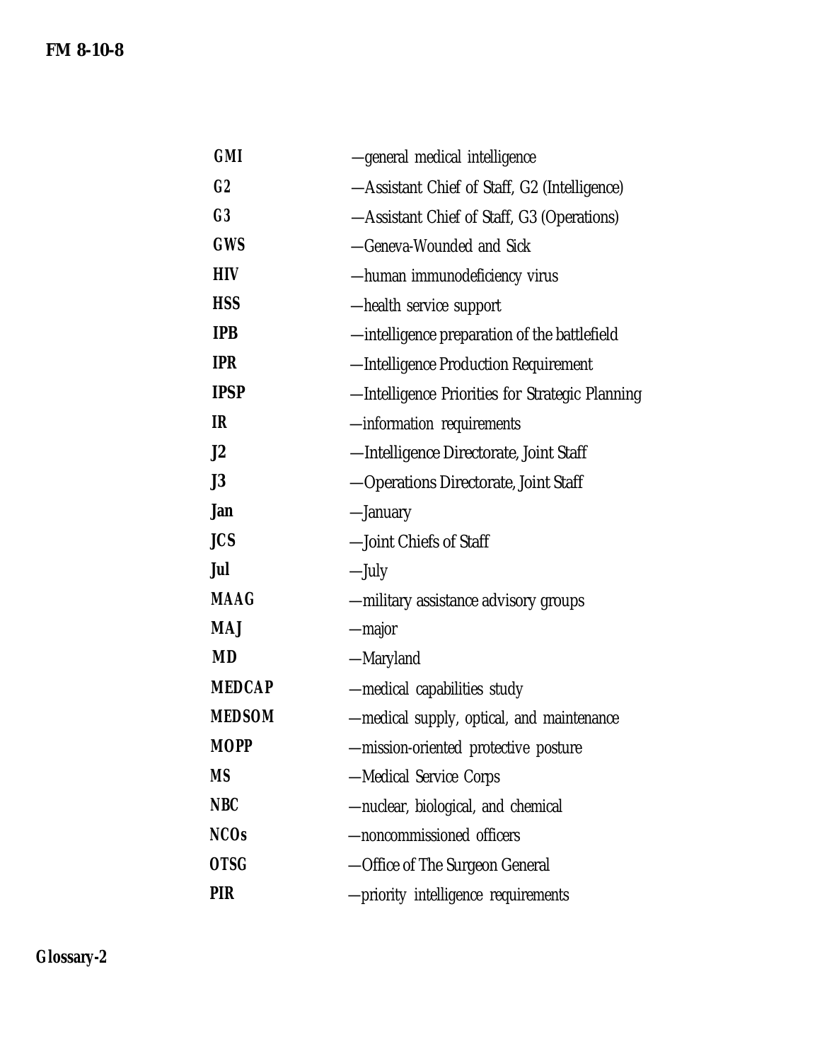**GMI** —general medical intelligence

**G2** —Assistant Chief of Staff, G2 (Intelligence)

**G3** —Assistant Chief of Staff, G3 (Operations)

**GWS** —Geneva-Wounded and Sick

**HIV** —human immunodeficiency virus

**HSS** —health service support

**IPB** —intelligence preparation of the battlefield

**IPR** —Intelligence Production Requirement

**IPSP** —Intelligence Priorities for Strategic Planning

**IR** —information requirements

**J2** —Intelligence Directorate, Joint Staff

**J3** —Operations Directorate, Joint Staff

**Jan** —January

**JCS** —Joint Chiefs of Staff

**Jul** —July

**MAAG** —military assistance advisory groups

**MAJ** —major

**MD** —Maryland

**MEDCAP** —medical capabilities study

**MEDSOM** —medical supply, optical, and maintenance

**MOPP** —mission-oriented protective posture

**MS** —Medical Service Corps

**NBC** —nuclear, biological, and chemical

**NCOs** —noncommissioned officers

**OTSG** —Office of The Surgeon General

**PIR** —priority intelligence requirements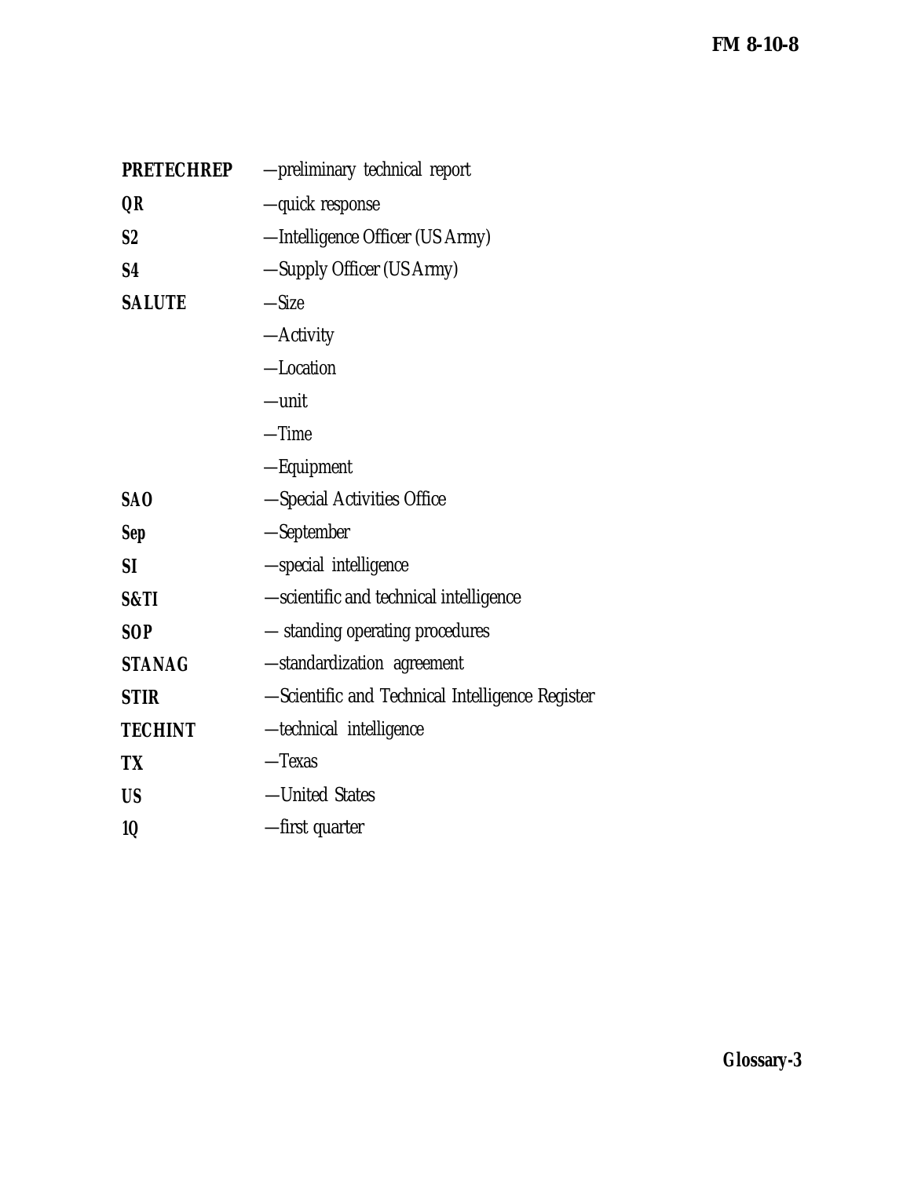**PRETECHREP** —preliminary technical report

**QR** —quick response

**S2** —Intelligence Officer (US Army)

**S4** —Supply Officer (US Army)

**SALUTE** —Size
—Activity
—Location
—unit
—Time
—Equipment

**SAO** —Special Activities Office

**Sep** —September

**SI** —special intelligence

**S&TI** —scientific and technical intelligence

**SOP** — standing operating procedures

**STANAG** —standardization agreement

**STIR** —Scientific and Technical Intelligence Register

**TECHINT** —technical intelligence

**TX** —Texas

**US** —United States

**1Q** —first quarter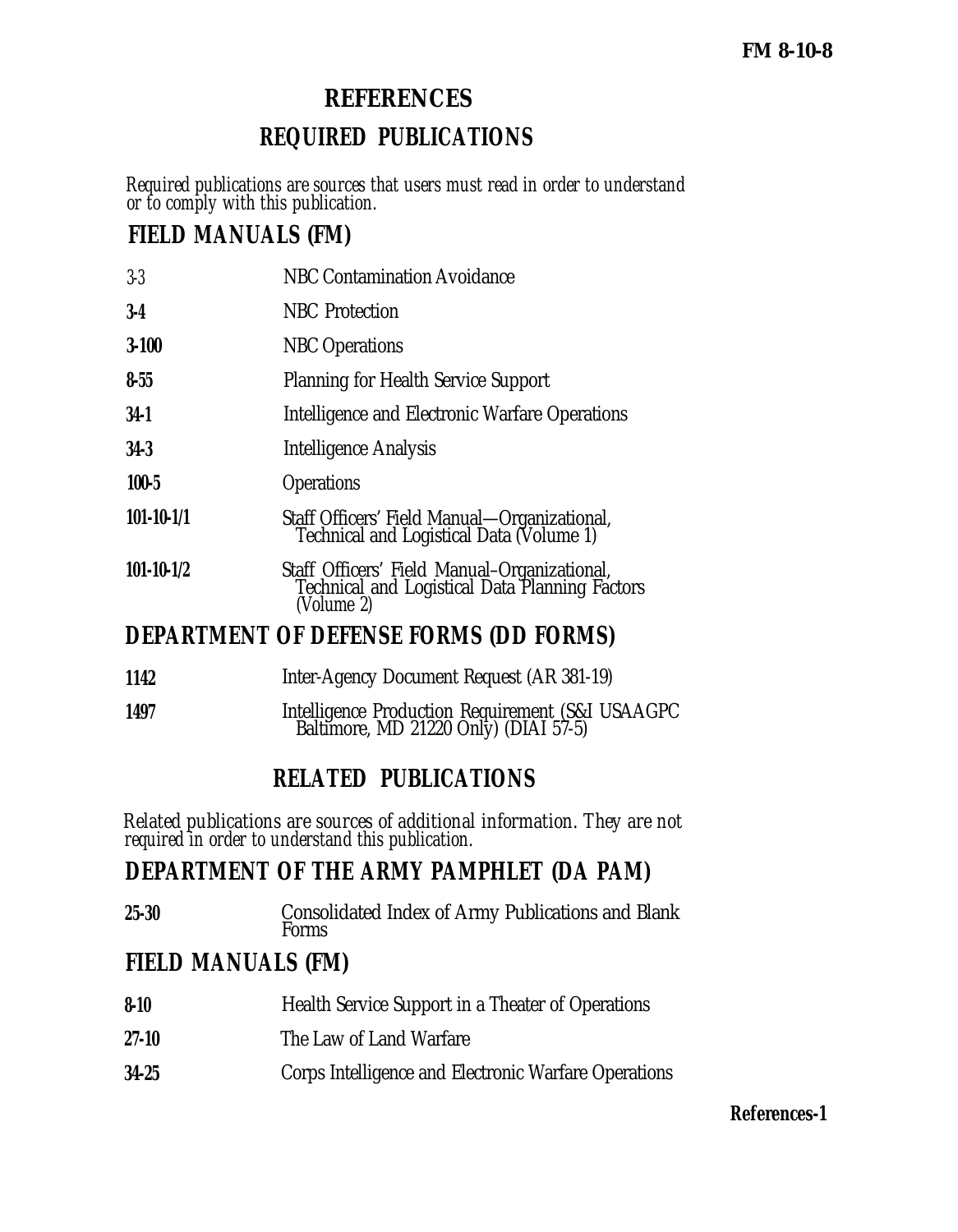# REFERENCES

## REQUIRED PUBLICATIONS

*Required publications are sources that users must read in order to understand or to comply with this publication.*

### FIELD MANUALS (FM)

| | |
|---|---|
| 3-3 | NBC Contamination Avoidance |
| **3-4** | NBC Protection |
| **3-100** | NBC Operations |
| **8-55** | Planning for Health Service Support |
| **34-1** | Intelligence and Electronic Warfare Operations |
| **34-3** | Intelligence Analysis |
| **100-5** | Operations |
| **101-10-1/1** | Staff Officers' Field Manual—Organizational, Technical and Logistical Data (Volume 1) |
| **101-10-1/2** | Staff Officers' Field Manual–Organizational, Technical and Logistical Data Planning Factors (Volume 2) |

### DEPARTMENT OF DEFENSE FORMS (DD FORMS)

| | |
|---|---|
| **1142** | Inter-Agency Document Request (AR 381-19) |
| **1497** | Intelligence Production Requirement (S&I USAAGPC Baltimore, MD 21220 Only) (DIAI 57-5) |

## RELATED PUBLICATIONS

*Related publications are sources of additional information. They are not required in order to understand this publication.*

### DEPARTMENT OF THE ARMY PAMPHLET (DA PAM)

| | |
|---|---|
| **25-30** | Consolidated Index of Army Publications and Blank Forms |

### FIELD MANUALS (FM)

| | |
|---|---|
| **8-10** | Health Service Support in a Theater of Operations |
| **27-10** | The Law of Land Warfare |
| **34-25** | Corps Intelligence and Electronic Warfare Operations |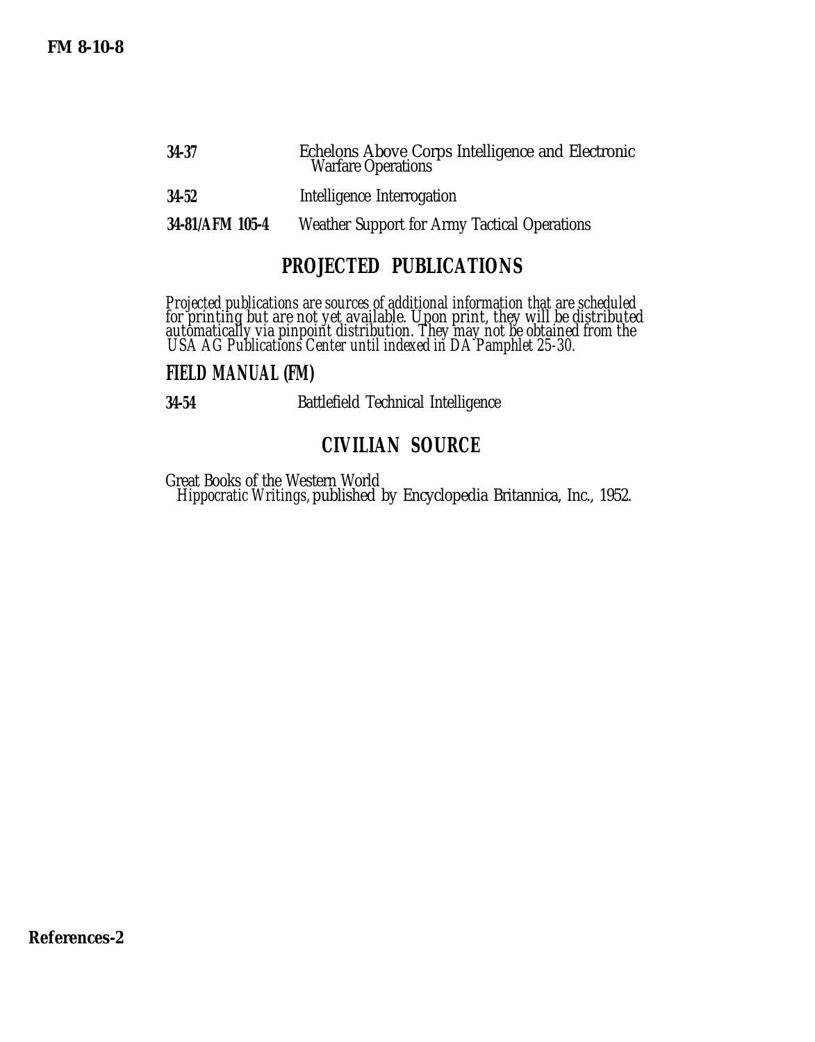| | |
|---|---|
| **34-37** | Echelons Above Corps Intelligence and Electronic Warfare Operations |
| **34-52** | Intelligence Interrogation |
| **34-81/AFM 105-4** | Weather Support for Army Tactical Operations |

## PROJECTED PUBLICATIONS

*Projected publications are sources of additional information that are scheduled for printing but are not yet available. Upon print, they will be distributed automatically via pinpoint distribution. They may not be obtained from the USA AG Publications Center until indexed in DA Pamphlet 25-30.*

### FIELD MANUAL (FM)

| | |
|---|---|
| **34-54** | Battlefield Technical Intelligence |

## CIVILIAN SOURCE

Great Books of the Western World
*Hippocratic Writings,* published by Encyclopedia Britannica, Inc., 1952.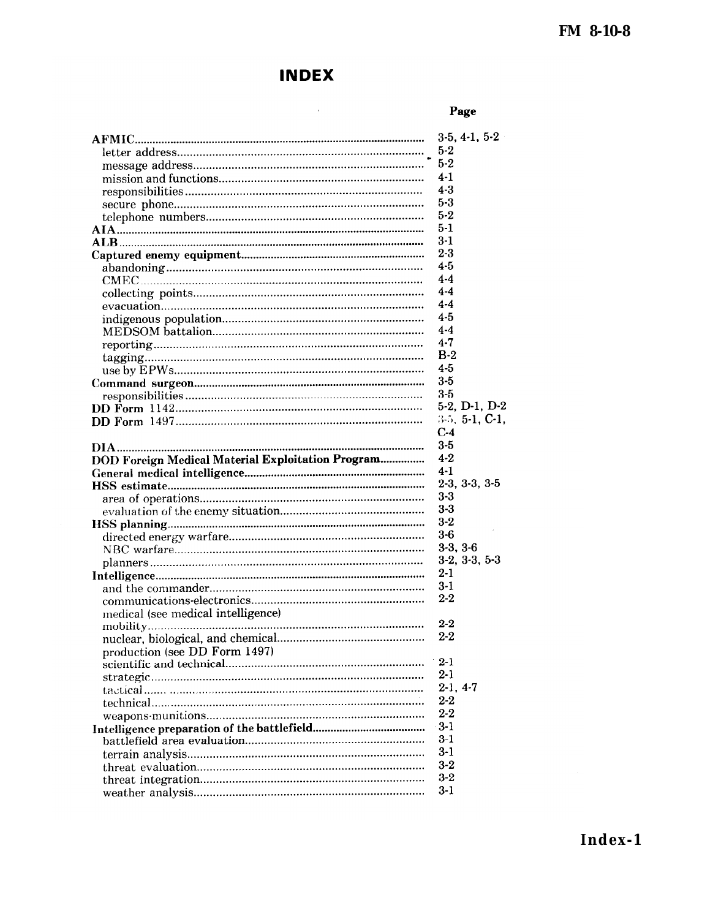# INDEX

| | Page |
|---|---|
| **AFMIC** | 3-5, 4-1, 5-2 |
| letter address | 5-2 |
| message address | 5-2 |
| mission and functions | 4-1 |
| responsibilities | 4-3 |
| secure phone | 5-3 |
| telephone numbers | 5-2 |
| **AIA** | 5-1 |
| **ALB** | 3-1 |
| **Captured enemy equipment** | 2-3 |
| abandoning | 4-5 |
| CMEC | 4-4 |
| collecting points | 4-4 |
| evacuation | 4-4 |
| indigenous population | 4-5 |
| MEDSOM battalion | 4-4 |
| reporting | 4-7 |
| tagging | B-2 |
| use by EPWs | 4-5 |
| **Command surgeon** | 3-5 |
| responsibilities | 3-5 |
| **DD Form** 1142 | 5-2, D-1, D-2 |
| **DD Form** 1497 | 3-5, 5-1, C-1, C-4 |
| **DIA** | 3-5 |
| **DOD Foreign Medical Material Exploitation Program** | 4-2 |
| **General medical intelligence** | 4-1 |
| **HSS estimate** | 2-3, 3-3, 3-5 |
| area of operations | 3-3 |
| evaluation of the enemy situation | 3-3 |
| **HSS planning** | 3-2 |
| directed energy warfare | 3-6 |
| NBC warfare | 3-3, 3-6 |
| planners | 3-2, 3-3, 5-3 |
| **Intelligence** | 2-1 |
| and the commander | 3-1 |
| communications-electronics | 2-2 |
| medical (see medical intelligence) | |
| mobility | 2-2 |
| nuclear, biological, and chemical | 2-2 |
| production (see DD Form 1497) | |
| scientific and technical | 2-1 |
| strategic | 2-1 |
| tactical | 2-1, 4-7 |
| technical | 2-2 |
| weapons-munitions | 2-2 |
| **Intelligence preparation of the battlefield** | 3-1 |
| battlefield area evaluation | 3-1 |
| terrain analysis | 3-1 |
| threat evaluation | 3-2 |
| threat integration | 3-2 |
| weather analysis | 3-1 |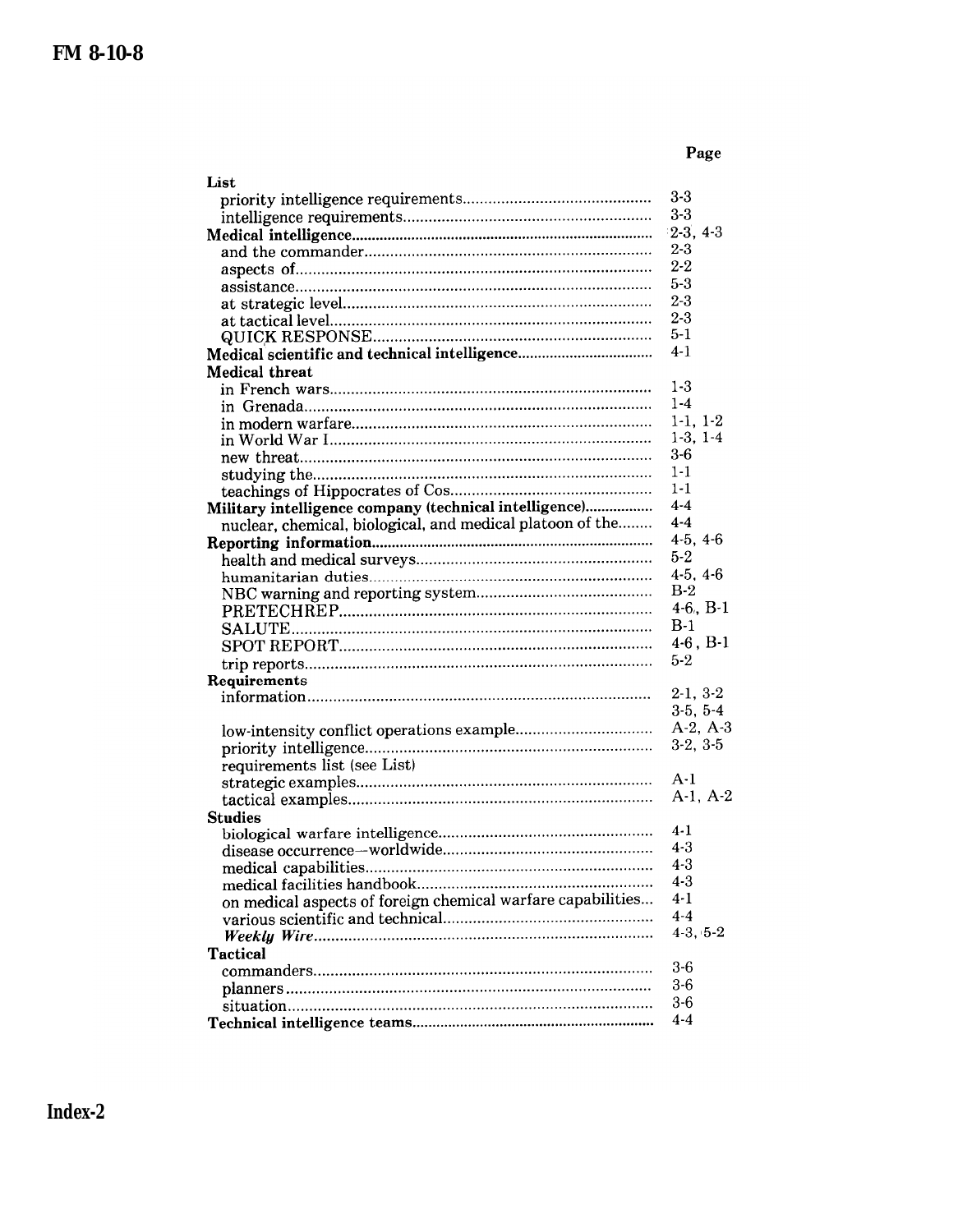| | Page |
|---|---|
| **List** | |
| priority intelligence requirements | 3-3 |
| intelligence requirements | 3-3 |
| **Medical intelligence** | 2-3, 4-3 |
| and the commander | 2-3 |
| aspects of | 2-2 |
| assistance | 5-3 |
| at strategic level | 2-3 |
| at tactical level | 2-3 |
| QUICK RESPONSE | 5-1 |
| **Medical scientific and technical intelligence** | 4-1 |
| **Medical threat** | |
| in French wars | 1-3 |
| in Grenada | 1-4 |
| in modern warfare | 1-1, 1-2 |
| in World War I | 1-3, 1-4 |
| new threat | 3-6 |
| studying the | 1-1 |
| teachings of Hippocrates of Cos | 1-1 |
| **Military intelligence company (technical intelligence)** | 4-4 |
| nuclear, chemical, biological, and medical platoon of the | 4-4 |
| **Reporting information** | 4-5, 4-6 |
| health and medical surveys | 5-2 |
| humanitarian duties | 4-5, 4-6 |
| NBC warning and reporting system | B-2 |
| PRETECHREP | 4-6, B-1 |
| SALUTE | B-1 |
| SPOT REPORT | 4-6, B-1 |
| trip reports | 5-2 |
| **Requirements** | |
| information | 2-1, 3-2, 3-5, 5-4 |
| low-intensity conflict operations example | A-2, A-3 |
| priority intelligence | 3-2, 3-5 |
| requirements list (see List) | |
| strategic examples | A-1 |
| tactical examples | A-1, A-2 |
| **Studies** | |
| biological warfare intelligence | 4-1 |
| disease occurrence—worldwide | 4-3 |
| medical capabilities | 4-3 |
| medical facilities handbook | 4-3 |
| on medical aspects of foreign chemical warfare capabilities | 4-1 |
| various scientific and technical | 4-4 |
| *Weekly Wire* | 4-3, 5-2 |
| **Tactical** | |
| commanders | 3-6 |
| planners | 3-6 |
| situation | 3-6 |
| **Technical intelligence teams** | 4-4 |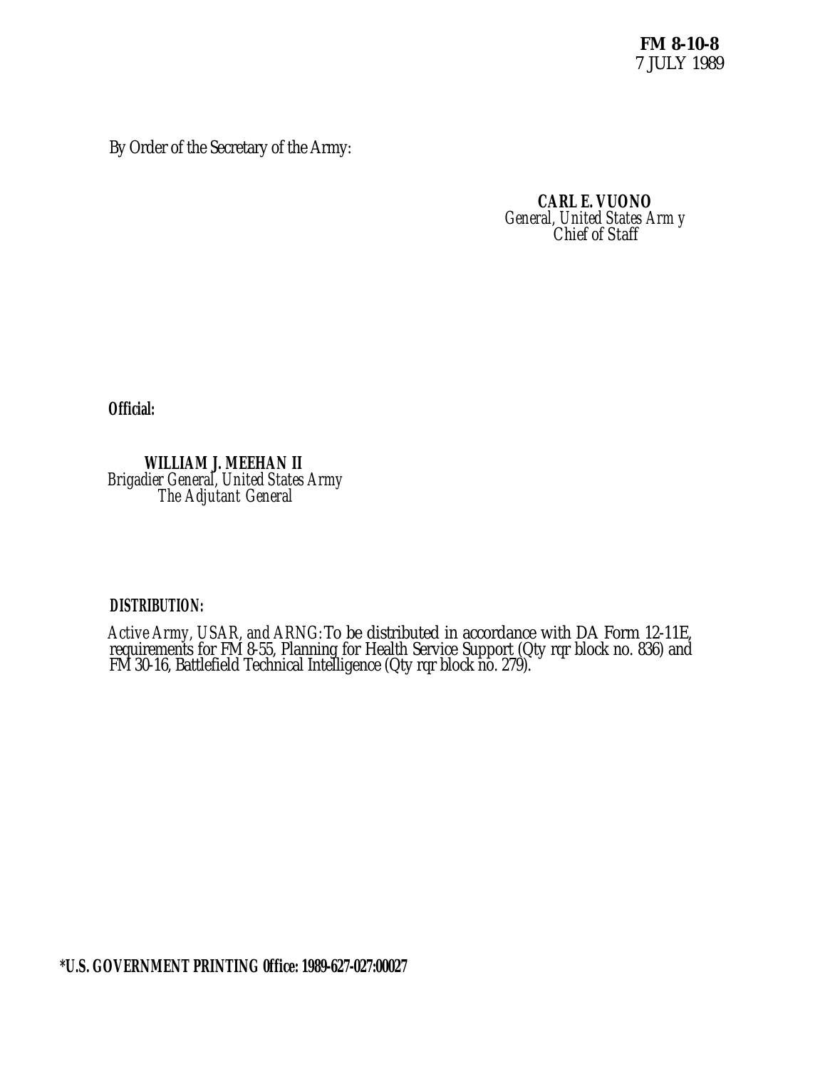**FM 8-10-8**
7 JULY 1989

By Order of the Secretary of the Army:

**CARL E. VUONO**
*General, United States Army*
*Chief of Staff*

**Official:**

**WILLIAM J. MEEHAN II**
*Brigadier General, United States Army*
*The Adjutant General*

**DISTRIBUTION:**

*Active Army, USAR, and ARNG:* To be distributed in accordance with DA Form 12-11E, requirements for FM 8-55, Planning for Health Service Support (Qty rqr block no. 836) and FM 30-16, Battlefield Technical Intelligence (Qty rqr block no. 279).

**\*U.S. GOVERNMENT PRINTING Office: 1989-627-027:00027**